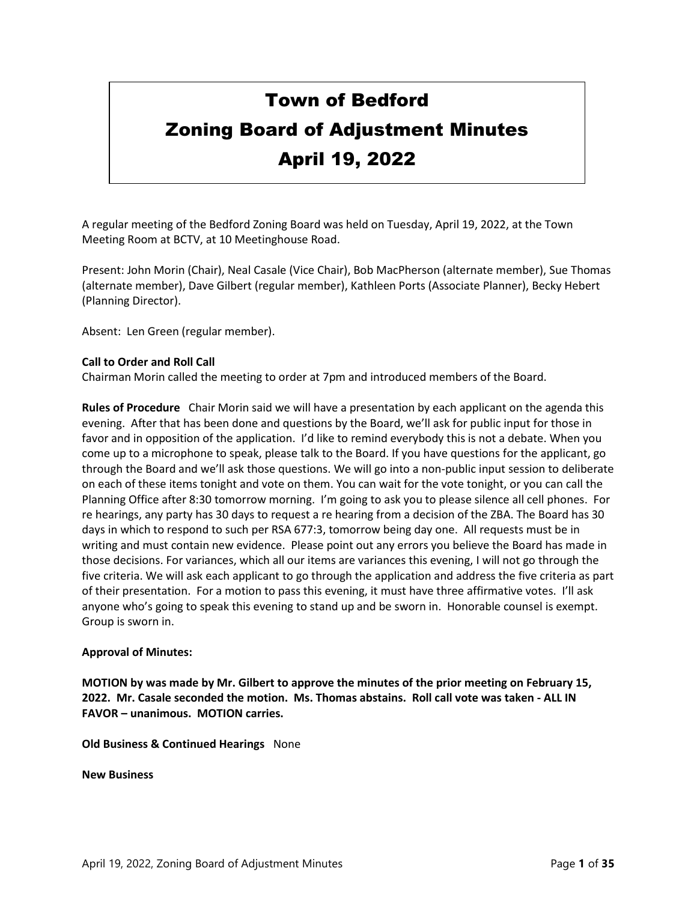# Town of Bedford
# Zoning Board of Adjustment Minutes
# April 19, 2022

A regular meeting of the Bedford Zoning Board was held on Tuesday, April 19, 2022, at the Town Meeting Room at BCTV, at 10 Meetinghouse Road.

Present: John Morin (Chair), Neal Casale (Vice Chair), Bob MacPherson (alternate member), Sue Thomas (alternate member), Dave Gilbert (regular member), Kathleen Ports (Associate Planner), Becky Hebert (Planning Director).

Absent: Len Green (regular member).

**Call to Order and Roll Call**
Chairman Morin called the meeting to order at 7pm and introduced members of the Board.

**Rules of Procedure** Chair Morin said we will have a presentation by each applicant on the agenda this evening. After that has been done and questions by the Board, we'll ask for public input for those in favor and in opposition of the application. I'd like to remind everybody this is not a debate. When you come up to a microphone to speak, please talk to the Board. If you have questions for the applicant, go through the Board and we'll ask those questions. We will go into a non-public input session to deliberate on each of these items tonight and vote on them. You can wait for the vote tonight, or you can call the Planning Office after 8:30 tomorrow morning. I'm going to ask you to please silence all cell phones. For re hearings, any party has 30 days to request a re hearing from a decision of the ZBA. The Board has 30 days in which to respond to such per RSA 677:3, tomorrow being day one. All requests must be in writing and must contain new evidence. Please point out any errors you believe the Board has made in those decisions. For variances, which all our items are variances this evening, I will not go through the five criteria. We will ask each applicant to go through the application and address the five criteria as part of their presentation. For a motion to pass this evening, it must have three affirmative votes. I'll ask anyone who's going to speak this evening to stand up and be sworn in. Honorable counsel is exempt. Group is sworn in.

**Approval of Minutes:**

**MOTION by was made by Mr. Gilbert to approve the minutes of the prior meeting on February 15, 2022. Mr. Casale seconded the motion. Ms. Thomas abstains. Roll call vote was taken - ALL IN FAVOR – unanimous. MOTION carries.**

**Old Business & Continued Hearings** None

**New Business**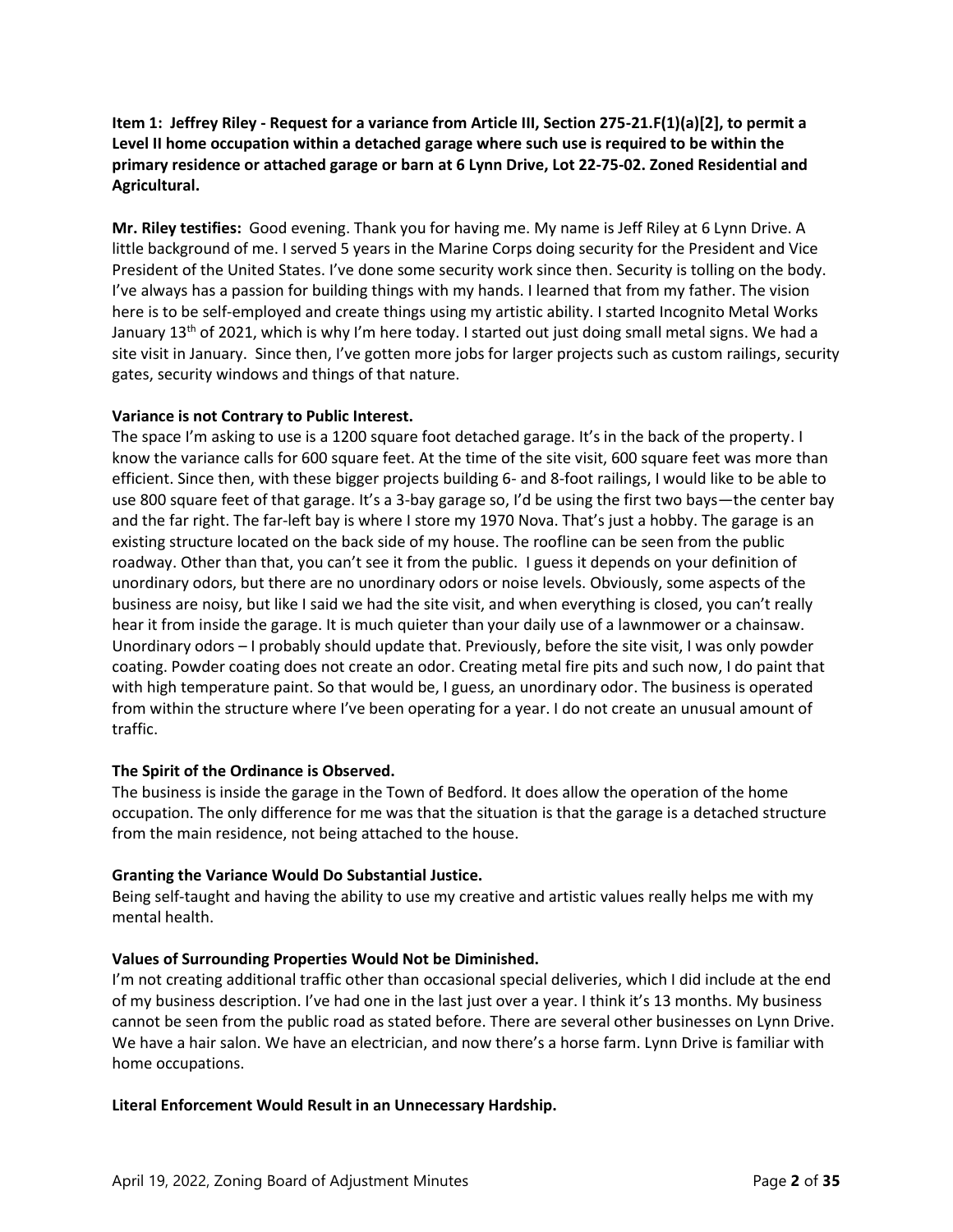**Item 1: Jeffrey Riley - Request for a variance from Article III, Section 275-21.F(1)(a)[2], to permit a Level II home occupation within a detached garage where such use is required to be within the primary residence or attached garage or barn at 6 Lynn Drive, Lot 22-75-02. Zoned Residential and Agricultural.**

**Mr. Riley testifies:** Good evening. Thank you for having me. My name is Jeff Riley at 6 Lynn Drive. A little background of me. I served 5 years in the Marine Corps doing security for the President and Vice President of the United States. I've done some security work since then. Security is tolling on the body. I've always has a passion for building things with my hands. I learned that from my father. The vision here is to be self-employed and create things using my artistic ability. I started Incognito Metal Works January 13th of 2021, which is why I'm here today. I started out just doing small metal signs. We had a site visit in January. Since then, I've gotten more jobs for larger projects such as custom railings, security gates, security windows and things of that nature.

**Variance is not Contrary to Public Interest.**

The space I'm asking to use is a 1200 square foot detached garage. It's in the back of the property. I know the variance calls for 600 square feet. At the time of the site visit, 600 square feet was more than efficient. Since then, with these bigger projects building 6- and 8-foot railings, I would like to be able to use 800 square feet of that garage. It's a 3-bay garage so, I'd be using the first two bays—the center bay and the far right. The far-left bay is where I store my 1970 Nova. That's just a hobby. The garage is an existing structure located on the back side of my house. The roofline can be seen from the public roadway. Other than that, you can't see it from the public. I guess it depends on your definition of unordinary odors, but there are no unordinary odors or noise levels. Obviously, some aspects of the business are noisy, but like I said we had the site visit, and when everything is closed, you can't really hear it from inside the garage. It is much quieter than your daily use of a lawnmower or a chainsaw. Unordinary odors – I probably should update that. Previously, before the site visit, I was only powder coating. Powder coating does not create an odor. Creating metal fire pits and such now, I do paint that with high temperature paint. So that would be, I guess, an unordinary odor. The business is operated from within the structure where I've been operating for a year. I do not create an unusual amount of traffic.

**The Spirit of the Ordinance is Observed.**

The business is inside the garage in the Town of Bedford. It does allow the operation of the home occupation. The only difference for me was that the situation is that the garage is a detached structure from the main residence, not being attached to the house.

**Granting the Variance Would Do Substantial Justice.**

Being self-taught and having the ability to use my creative and artistic values really helps me with my mental health.

**Values of Surrounding Properties Would Not be Diminished.**

I'm not creating additional traffic other than occasional special deliveries, which I did include at the end of my business description. I've had one in the last just over a year. I think it's 13 months. My business cannot be seen from the public road as stated before. There are several other businesses on Lynn Drive. We have a hair salon. We have an electrician, and now there's a horse farm. Lynn Drive is familiar with home occupations.

**Literal Enforcement Would Result in an Unnecessary Hardship.**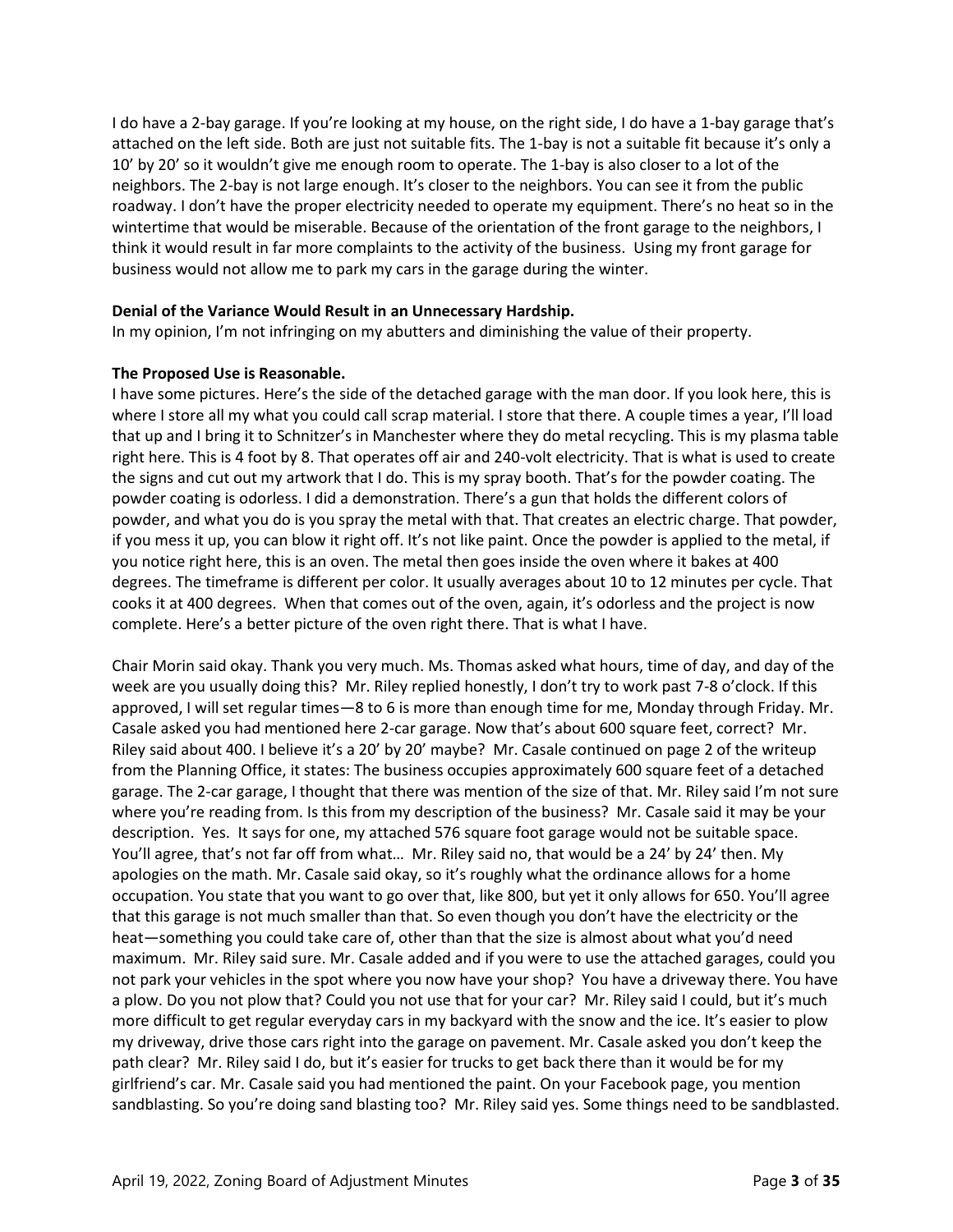I do have a 2-bay garage. If you're looking at my house, on the right side, I do have a 1-bay garage that's attached on the left side. Both are just not suitable fits. The 1-bay is not a suitable fit because it's only a 10' by 20' so it wouldn't give me enough room to operate. The 1-bay is also closer to a lot of the neighbors. The 2-bay is not large enough. It's closer to the neighbors. You can see it from the public roadway. I don't have the proper electricity needed to operate my equipment. There's no heat so in the wintertime that would be miserable. Because of the orientation of the front garage to the neighbors, I think it would result in far more complaints to the activity of the business. Using my front garage for business would not allow me to park my cars in the garage during the winter.

**Denial of the Variance Would Result in an Unnecessary Hardship.**
In my opinion, I'm not infringing on my abutters and diminishing the value of their property.

**The Proposed Use is Reasonable.**
I have some pictures. Here's the side of the detached garage with the man door. If you look here, this is where I store all my what you could call scrap material. I store that there. A couple times a year, I'll load that up and I bring it to Schnitzer's in Manchester where they do metal recycling. This is my plasma table right here. This is 4 foot by 8. That operates off air and 240-volt electricity. That is what is used to create the signs and cut out my artwork that I do. This is my spray booth. That's for the powder coating. The powder coating is odorless. I did a demonstration. There's a gun that holds the different colors of powder, and what you do is you spray the metal with that. That creates an electric charge. That powder, if you mess it up, you can blow it right off. It's not like paint. Once the powder is applied to the metal, if you notice right here, this is an oven. The metal then goes inside the oven where it bakes at 400 degrees. The timeframe is different per color. It usually averages about 10 to 12 minutes per cycle. That cooks it at 400 degrees. When that comes out of the oven, again, it's odorless and the project is now complete. Here's a better picture of the oven right there. That is what I have.

Chair Morin said okay. Thank you very much. Ms. Thomas asked what hours, time of day, and day of the week are you usually doing this? Mr. Riley replied honestly, I don't try to work past 7-8 o'clock. If this approved, I will set regular times—8 to 6 is more than enough time for me, Monday through Friday. Mr. Casale asked you had mentioned here 2-car garage. Now that's about 600 square feet, correct? Mr. Riley said about 400. I believe it's a 20' by 20' maybe? Mr. Casale continued on page 2 of the writeup from the Planning Office, it states: The business occupies approximately 600 square feet of a detached garage. The 2-car garage, I thought that there was mention of the size of that. Mr. Riley said I'm not sure where you're reading from. Is this from my description of the business? Mr. Casale said it may be your description. Yes. It says for one, my attached 576 square foot garage would not be suitable space. You'll agree, that's not far off from what… Mr. Riley said no, that would be a 24' by 24' then. My apologies on the math. Mr. Casale said okay, so it's roughly what the ordinance allows for a home occupation. You state that you want to go over that, like 800, but yet it only allows for 650. You'll agree that this garage is not much smaller than that. So even though you don't have the electricity or the heat—something you could take care of, other than that the size is almost about what you'd need maximum. Mr. Riley said sure. Mr. Casale added and if you were to use the attached garages, could you not park your vehicles in the spot where you now have your shop? You have a driveway there. You have a plow. Do you not plow that? Could you not use that for your car? Mr. Riley said I could, but it's much more difficult to get regular everyday cars in my backyard with the snow and the ice. It's easier to plow my driveway, drive those cars right into the garage on pavement. Mr. Casale asked you don't keep the path clear? Mr. Riley said I do, but it's easier for trucks to get back there than it would be for my girlfriend's car. Mr. Casale said you had mentioned the paint. On your Facebook page, you mention sandblasting. So you're doing sand blasting too? Mr. Riley said yes. Some things need to be sandblasted.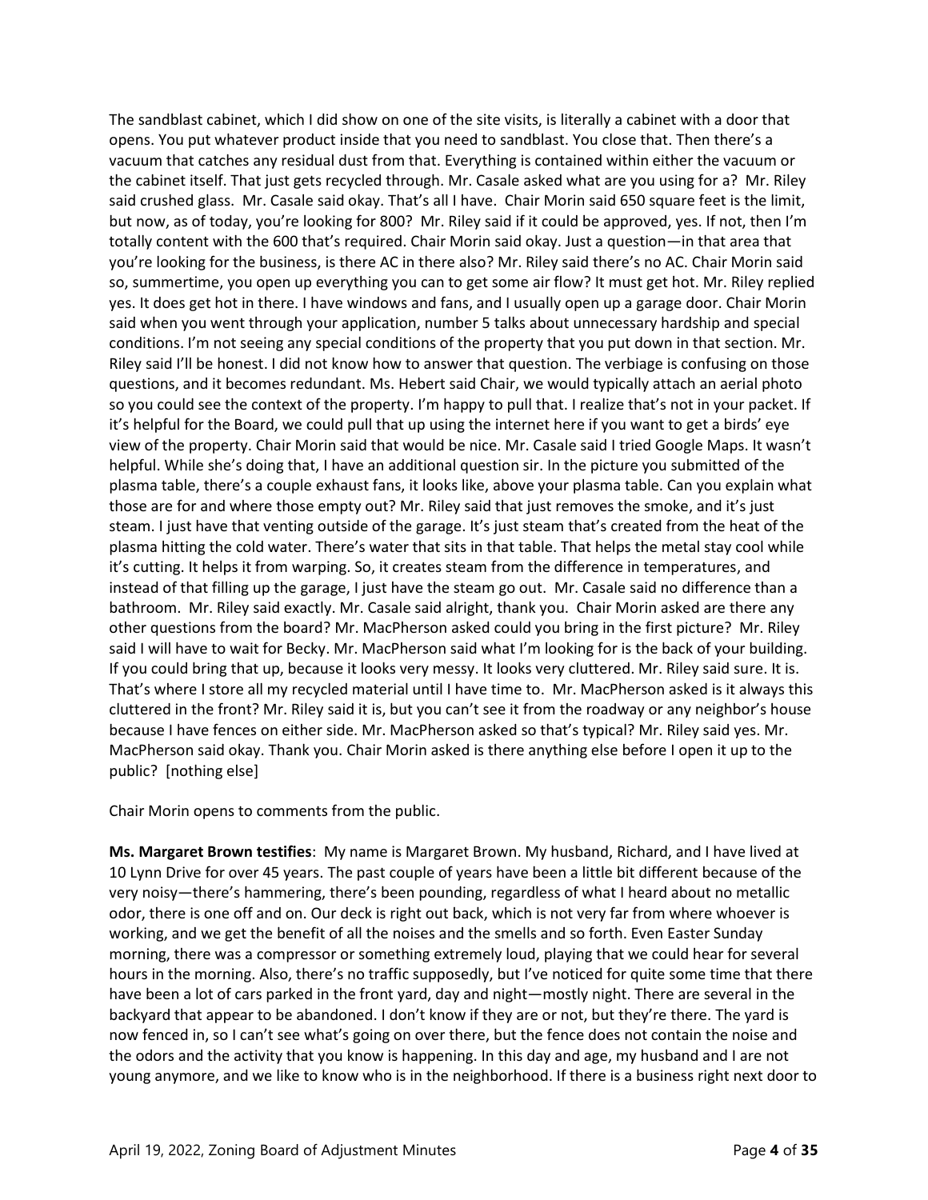The sandblast cabinet, which I did show on one of the site visits, is literally a cabinet with a door that opens. You put whatever product inside that you need to sandblast. You close that. Then there's a vacuum that catches any residual dust from that. Everything is contained within either the vacuum or the cabinet itself. That just gets recycled through. Mr. Casale asked what are you using for a? Mr. Riley said crushed glass. Mr. Casale said okay. That's all I have. Chair Morin said 650 square feet is the limit, but now, as of today, you're looking for 800? Mr. Riley said if it could be approved, yes. If not, then I'm totally content with the 600 that's required. Chair Morin said okay. Just a question—in that area that you're looking for the business, is there AC in there also? Mr. Riley said there's no AC. Chair Morin said so, summertime, you open up everything you can to get some air flow? It must get hot. Mr. Riley replied yes. It does get hot in there. I have windows and fans, and I usually open up a garage door. Chair Morin said when you went through your application, number 5 talks about unnecessary hardship and special conditions. I'm not seeing any special conditions of the property that you put down in that section. Mr. Riley said I'll be honest. I did not know how to answer that question. The verbiage is confusing on those questions, and it becomes redundant. Ms. Hebert said Chair, we would typically attach an aerial photo so you could see the context of the property. I'm happy to pull that. I realize that's not in your packet. If it's helpful for the Board, we could pull that up using the internet here if you want to get a birds' eye view of the property. Chair Morin said that would be nice. Mr. Casale said I tried Google Maps. It wasn't helpful. While she's doing that, I have an additional question sir. In the picture you submitted of the plasma table, there's a couple exhaust fans, it looks like, above your plasma table. Can you explain what those are for and where those empty out? Mr. Riley said that just removes the smoke, and it's just steam. I just have that venting outside of the garage. It's just steam that's created from the heat of the plasma hitting the cold water. There's water that sits in that table. That helps the metal stay cool while it's cutting. It helps it from warping. So, it creates steam from the difference in temperatures, and instead of that filling up the garage, I just have the steam go out. Mr. Casale said no difference than a bathroom. Mr. Riley said exactly. Mr. Casale said alright, thank you. Chair Morin asked are there any other questions from the board? Mr. MacPherson asked could you bring in the first picture? Mr. Riley said I will have to wait for Becky. Mr. MacPherson said what I'm looking for is the back of your building. If you could bring that up, because it looks very messy. It looks very cluttered. Mr. Riley said sure. It is. That's where I store all my recycled material until I have time to. Mr. MacPherson asked is it always this cluttered in the front? Mr. Riley said it is, but you can't see it from the roadway or any neighbor's house because I have fences on either side. Mr. MacPherson asked so that's typical? Mr. Riley said yes. Mr. MacPherson said okay. Thank you. Chair Morin asked is there anything else before I open it up to the public? [nothing else]

Chair Morin opens to comments from the public.

**Ms. Margaret Brown testifies**: My name is Margaret Brown. My husband, Richard, and I have lived at 10 Lynn Drive for over 45 years. The past couple of years have been a little bit different because of the very noisy—there's hammering, there's been pounding, regardless of what I heard about no metallic odor, there is one off and on. Our deck is right out back, which is not very far from where whoever is working, and we get the benefit of all the noises and the smells and so forth. Even Easter Sunday morning, there was a compressor or something extremely loud, playing that we could hear for several hours in the morning. Also, there's no traffic supposedly, but I've noticed for quite some time that there have been a lot of cars parked in the front yard, day and night—mostly night. There are several in the backyard that appear to be abandoned. I don't know if they are or not, but they're there. The yard is now fenced in, so I can't see what's going on over there, but the fence does not contain the noise and the odors and the activity that you know is happening. In this day and age, my husband and I are not young anymore, and we like to know who is in the neighborhood. If there is a business right next door to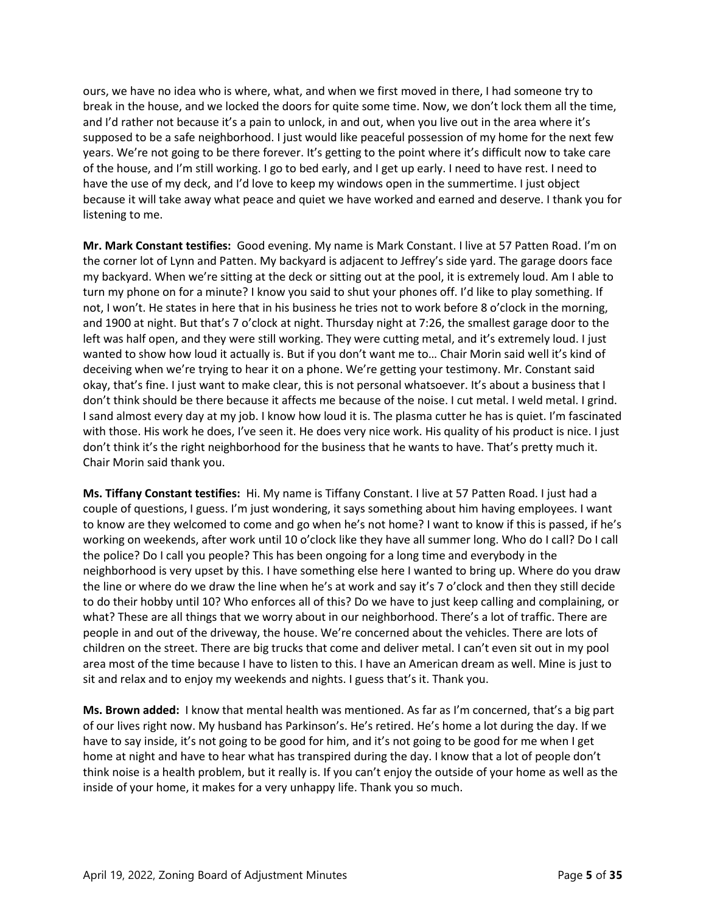ours, we have no idea who is where, what, and when we first moved in there, I had someone try to break in the house, and we locked the doors for quite some time. Now, we don't lock them all the time, and I'd rather not because it's a pain to unlock, in and out, when you live out in the area where it's supposed to be a safe neighborhood. I just would like peaceful possession of my home for the next few years. We're not going to be there forever. It's getting to the point where it's difficult now to take care of the house, and I'm still working. I go to bed early, and I get up early. I need to have rest. I need to have the use of my deck, and I'd love to keep my windows open in the summertime. I just object because it will take away what peace and quiet we have worked and earned and deserve. I thank you for listening to me.

**Mr. Mark Constant testifies:** Good evening. My name is Mark Constant. I live at 57 Patten Road. I'm on the corner lot of Lynn and Patten. My backyard is adjacent to Jeffrey's side yard. The garage doors face my backyard. When we're sitting at the deck or sitting out at the pool, it is extremely loud. Am I able to turn my phone on for a minute? I know you said to shut your phones off. I'd like to play something. If not, I won't. He states in here that in his business he tries not to work before 8 o'clock in the morning, and 1900 at night. But that's 7 o'clock at night. Thursday night at 7:26, the smallest garage door to the left was half open, and they were still working. They were cutting metal, and it's extremely loud. I just wanted to show how loud it actually is. But if you don't want me to… Chair Morin said well it's kind of deceiving when we're trying to hear it on a phone. We're getting your testimony. Mr. Constant said okay, that's fine. I just want to make clear, this is not personal whatsoever. It's about a business that I don't think should be there because it affects me because of the noise. I cut metal. I weld metal. I grind. I sand almost every day at my job. I know how loud it is. The plasma cutter he has is quiet. I'm fascinated with those. His work he does, I've seen it. He does very nice work. His quality of his product is nice. I just don't think it's the right neighborhood for the business that he wants to have. That's pretty much it. Chair Morin said thank you.

**Ms. Tiffany Constant testifies:** Hi. My name is Tiffany Constant. I live at 57 Patten Road. I just had a couple of questions, I guess. I'm just wondering, it says something about him having employees. I want to know are they welcomed to come and go when he's not home? I want to know if this is passed, if he's working on weekends, after work until 10 o'clock like they have all summer long. Who do I call? Do I call the police? Do I call you people? This has been ongoing for a long time and everybody in the neighborhood is very upset by this. I have something else here I wanted to bring up. Where do you draw the line or where do we draw the line when he's at work and say it's 7 o'clock and then they still decide to do their hobby until 10? Who enforces all of this? Do we have to just keep calling and complaining, or what? These are all things that we worry about in our neighborhood. There's a lot of traffic. There are people in and out of the driveway, the house. We're concerned about the vehicles. There are lots of children on the street. There are big trucks that come and deliver metal. I can't even sit out in my pool area most of the time because I have to listen to this. I have an American dream as well. Mine is just to sit and relax and to enjoy my weekends and nights. I guess that's it. Thank you.

**Ms. Brown added:** I know that mental health was mentioned. As far as I'm concerned, that's a big part of our lives right now. My husband has Parkinson's. He's retired. He's home a lot during the day. If we have to say inside, it's not going to be good for him, and it's not going to be good for me when I get home at night and have to hear what has transpired during the day. I know that a lot of people don't think noise is a health problem, but it really is. If you can't enjoy the outside of your home as well as the inside of your home, it makes for a very unhappy life. Thank you so much.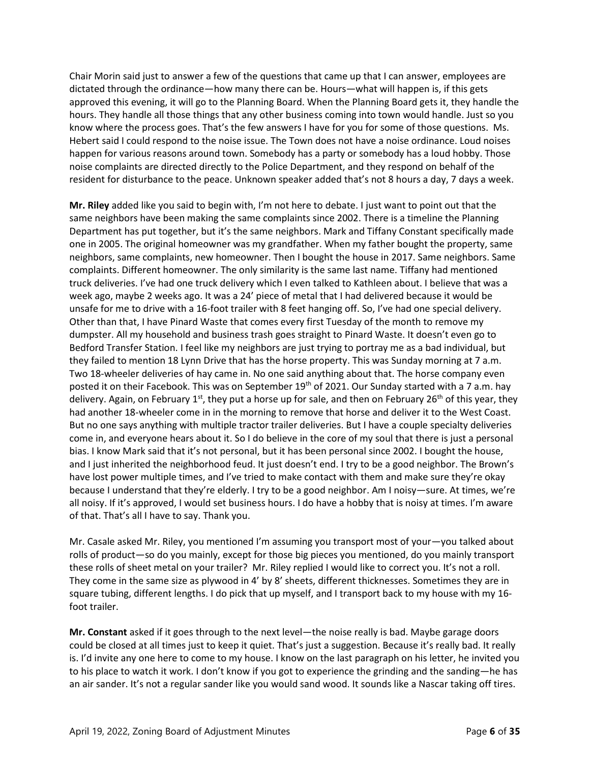Chair Morin said just to answer a few of the questions that came up that I can answer, employees are dictated through the ordinance—how many there can be. Hours—what will happen is, if this gets approved this evening, it will go to the Planning Board. When the Planning Board gets it, they handle the hours. They handle all those things that any other business coming into town would handle. Just so you know where the process goes. That's the few answers I have for you for some of those questions. Ms. Hebert said I could respond to the noise issue. The Town does not have a noise ordinance. Loud noises happen for various reasons around town. Somebody has a party or somebody has a loud hobby. Those noise complaints are directed directly to the Police Department, and they respond on behalf of the resident for disturbance to the peace. Unknown speaker added that's not 8 hours a day, 7 days a week.

**Mr. Riley** added like you said to begin with, I'm not here to debate. I just want to point out that the same neighbors have been making the same complaints since 2002. There is a timeline the Planning Department has put together, but it's the same neighbors. Mark and Tiffany Constant specifically made one in 2005. The original homeowner was my grandfather. When my father bought the property, same neighbors, same complaints, new homeowner. Then I bought the house in 2017. Same neighbors. Same complaints. Different homeowner. The only similarity is the same last name. Tiffany had mentioned truck deliveries. I've had one truck delivery which I even talked to Kathleen about. I believe that was a week ago, maybe 2 weeks ago. It was a 24' piece of metal that I had delivered because it would be unsafe for me to drive with a 16-foot trailer with 8 feet hanging off. So, I've had one special delivery. Other than that, I have Pinard Waste that comes every first Tuesday of the month to remove my dumpster. All my household and business trash goes straight to Pinard Waste. It doesn't even go to Bedford Transfer Station. I feel like my neighbors are just trying to portray me as a bad individual, but they failed to mention 18 Lynn Drive that has the horse property. This was Sunday morning at 7 a.m. Two 18-wheeler deliveries of hay came in. No one said anything about that. The horse company even posted it on their Facebook. This was on September 19th of 2021. Our Sunday started with a 7 a.m. hay delivery. Again, on February 1st, they put a horse up for sale, and then on February 26th of this year, they had another 18-wheeler come in in the morning to remove that horse and deliver it to the West Coast. But no one says anything with multiple tractor trailer deliveries. But I have a couple specialty deliveries come in, and everyone hears about it. So I do believe in the core of my soul that there is just a personal bias. I know Mark said that it's not personal, but it has been personal since 2002. I bought the house, and I just inherited the neighborhood feud. It just doesn't end. I try to be a good neighbor. The Brown's have lost power multiple times, and I've tried to make contact with them and make sure they're okay because I understand that they're elderly. I try to be a good neighbor. Am I noisy—sure. At times, we're all noisy. If it's approved, I would set business hours. I do have a hobby that is noisy at times. I'm aware of that. That's all I have to say. Thank you.

Mr. Casale asked Mr. Riley, you mentioned I'm assuming you transport most of your—you talked about rolls of product—so do you mainly, except for those big pieces you mentioned, do you mainly transport these rolls of sheet metal on your trailer? Mr. Riley replied I would like to correct you. It's not a roll. They come in the same size as plywood in 4' by 8' sheets, different thicknesses. Sometimes they are in square tubing, different lengths. I do pick that up myself, and I transport back to my house with my 16-foot trailer.

**Mr. Constant** asked if it goes through to the next level—the noise really is bad. Maybe garage doors could be closed at all times just to keep it quiet. That's just a suggestion. Because it's really bad. It really is. I'd invite any one here to come to my house. I know on the last paragraph on his letter, he invited you to his place to watch it work. I don't know if you got to experience the grinding and the sanding—he has an air sander. It's not a regular sander like you would sand wood. It sounds like a Nascar taking off tires.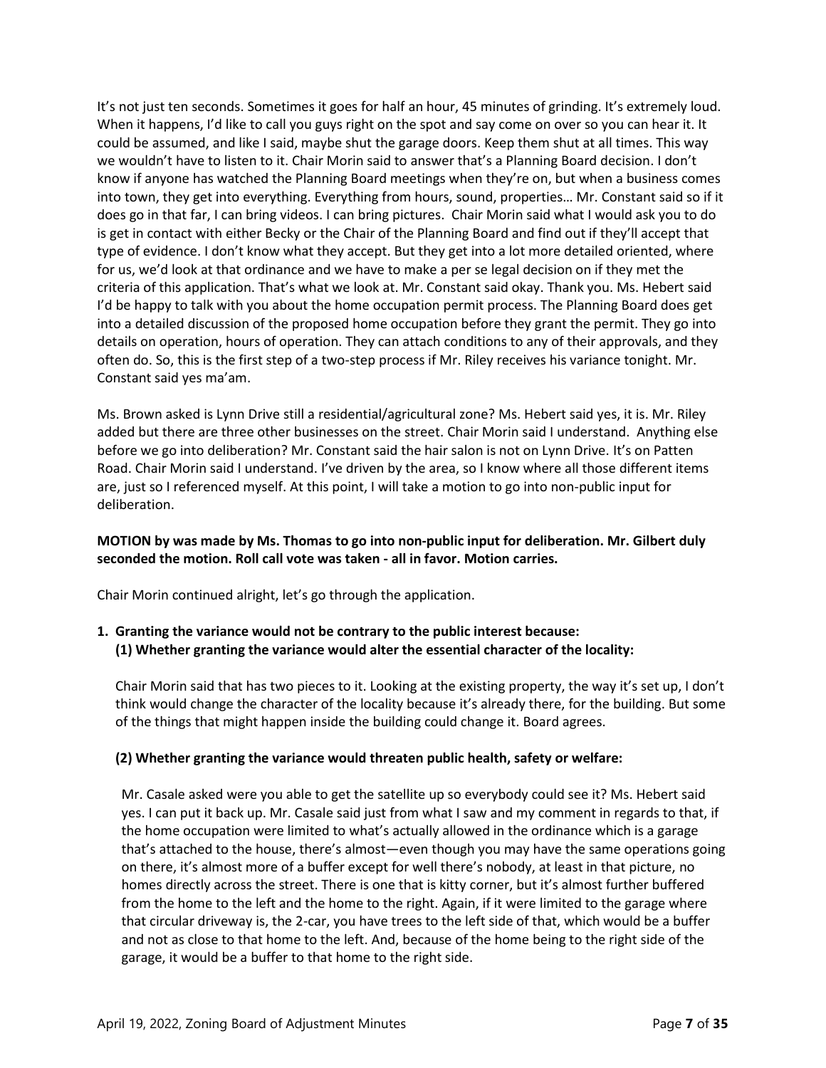It's not just ten seconds. Sometimes it goes for half an hour, 45 minutes of grinding. It's extremely loud. When it happens, I'd like to call you guys right on the spot and say come on over so you can hear it. It could be assumed, and like I said, maybe shut the garage doors. Keep them shut at all times. This way we wouldn't have to listen to it. Chair Morin said to answer that's a Planning Board decision. I don't know if anyone has watched the Planning Board meetings when they're on, but when a business comes into town, they get into everything. Everything from hours, sound, properties… Mr. Constant said so if it does go in that far, I can bring videos. I can bring pictures. Chair Morin said what I would ask you to do is get in contact with either Becky or the Chair of the Planning Board and find out if they'll accept that type of evidence. I don't know what they accept. But they get into a lot more detailed oriented, where for us, we'd look at that ordinance and we have to make a per se legal decision on if they met the criteria of this application. That's what we look at. Mr. Constant said okay. Thank you. Ms. Hebert said I'd be happy to talk with you about the home occupation permit process. The Planning Board does get into a detailed discussion of the proposed home occupation before they grant the permit. They go into details on operation, hours of operation. They can attach conditions to any of their approvals, and they often do. So, this is the first step of a two-step process if Mr. Riley receives his variance tonight. Mr. Constant said yes ma'am.

Ms. Brown asked is Lynn Drive still a residential/agricultural zone? Ms. Hebert said yes, it is. Mr. Riley added but there are three other businesses on the street. Chair Morin said I understand. Anything else before we go into deliberation? Mr. Constant said the hair salon is not on Lynn Drive. It's on Patten Road. Chair Morin said I understand. I've driven by the area, so I know where all those different items are, just so I referenced myself. At this point, I will take a motion to go into non-public input for deliberation.

**MOTION by was made by Ms. Thomas to go into non-public input for deliberation. Mr. Gilbert duly seconded the motion. Roll call vote was taken - all in favor. Motion carries.**

Chair Morin continued alright, let's go through the application.

1. **Granting the variance would not be contrary to the public interest because:**
   **(1) Whether granting the variance would alter the essential character of the locality:**

   Chair Morin said that has two pieces to it. Looking at the existing property, the way it's set up, I don't think would change the character of the locality because it's already there, for the building. But some of the things that might happen inside the building could change it. Board agrees.

   **(2) Whether granting the variance would threaten public health, safety or welfare:**

   Mr. Casale asked were you able to get the satellite up so everybody could see it? Ms. Hebert said yes. I can put it back up. Mr. Casale said just from what I saw and my comment in regards to that, if the home occupation were limited to what's actually allowed in the ordinance which is a garage that's attached to the house, there's almost—even though you may have the same operations going on there, it's almost more of a buffer except for well there's nobody, at least in that picture, no homes directly across the street. There is one that is kitty corner, but it's almost further buffered from the home to the left and the home to the right. Again, if it were limited to the garage where that circular driveway is, the 2-car, you have trees to the left side of that, which would be a buffer and not as close to that home to the left. And, because of the home being to the right side of the garage, it would be a buffer to that home to the right side.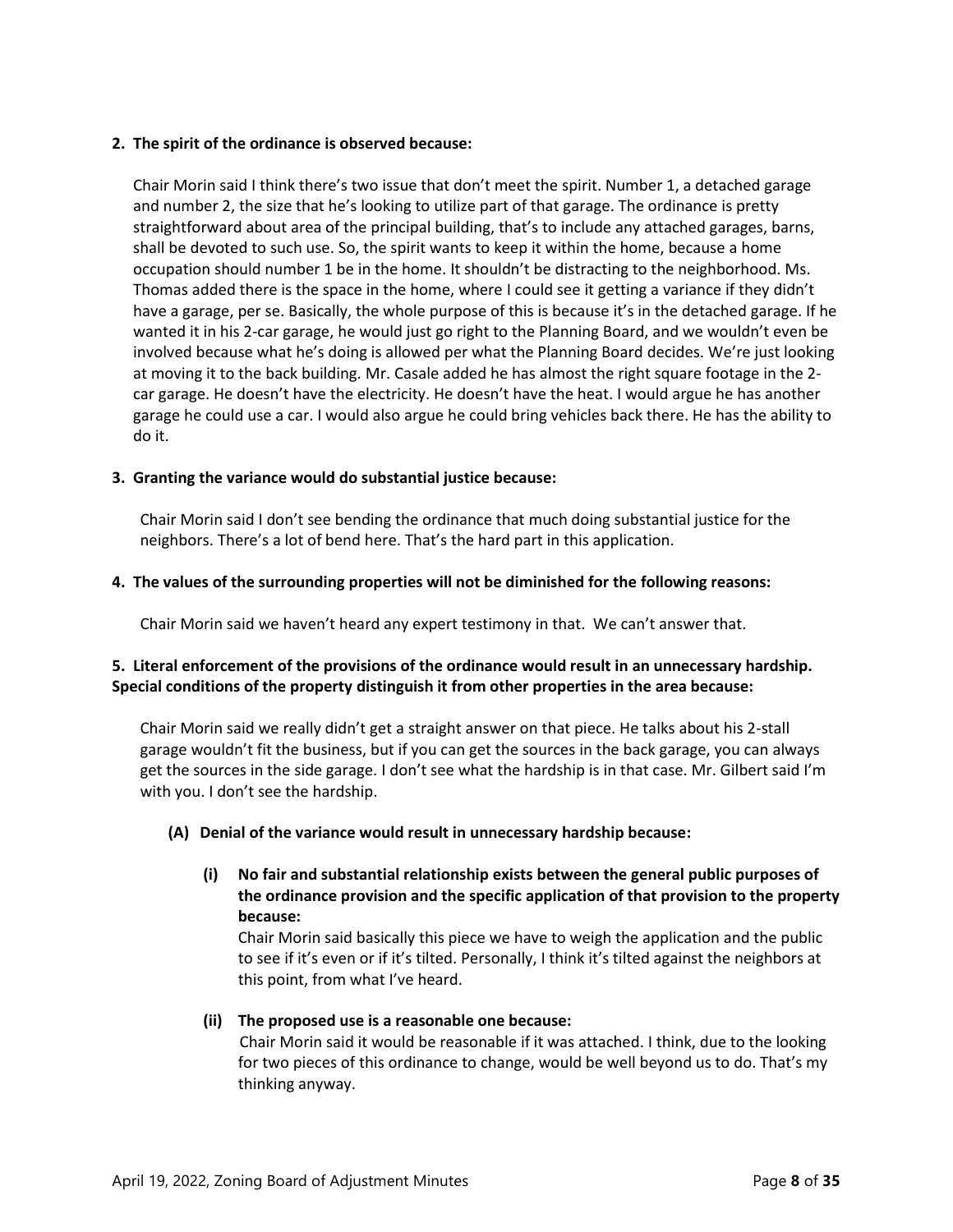**2. The spirit of the ordinance is observed because:**

Chair Morin said I think there's two issue that don't meet the spirit. Number 1, a detached garage and number 2, the size that he's looking to utilize part of that garage. The ordinance is pretty straightforward about area of the principal building, that's to include any attached garages, barns, shall be devoted to such use. So, the spirit wants to keep it within the home, because a home occupation should number 1 be in the home. It shouldn't be distracting to the neighborhood. Ms. Thomas added there is the space in the home, where I could see it getting a variance if they didn't have a garage, per se. Basically, the whole purpose of this is because it's in the detached garage. If he wanted it in his 2-car garage, he would just go right to the Planning Board, and we wouldn't even be involved because what he's doing is allowed per what the Planning Board decides. We're just looking at moving it to the back building. Mr. Casale added he has almost the right square footage in the 2-car garage. He doesn't have the electricity. He doesn't have the heat. I would argue he has another garage he could use a car. I would also argue he could bring vehicles back there. He has the ability to do it.

**3. Granting the variance would do substantial justice because:**

Chair Morin said I don't see bending the ordinance that much doing substantial justice for the neighbors. There's a lot of bend here. That's the hard part in this application.

**4. The values of the surrounding properties will not be diminished for the following reasons:**

Chair Morin said we haven't heard any expert testimony in that. We can't answer that.

**5. Literal enforcement of the provisions of the ordinance would result in an unnecessary hardship. Special conditions of the property distinguish it from other properties in the area because:**

Chair Morin said we really didn't get a straight answer on that piece. He talks about his 2-stall garage wouldn't fit the business, but if you can get the sources in the back garage, you can always get the sources in the side garage. I don't see what the hardship is in that case. Mr. Gilbert said I'm with you. I don't see the hardship.

**(A) Denial of the variance would result in unnecessary hardship because:**

**(i) No fair and substantial relationship exists between the general public purposes of the ordinance provision and the specific application of that provision to the property because:**

Chair Morin said basically this piece we have to weigh the application and the public to see if it's even or if it's tilted. Personally, I think it's tilted against the neighbors at this point, from what I've heard.

**(ii) The proposed use is a reasonable one because:**

Chair Morin said it would be reasonable if it was attached. I think, due to the looking for two pieces of this ordinance to change, would be well beyond us to do. That's my thinking anyway.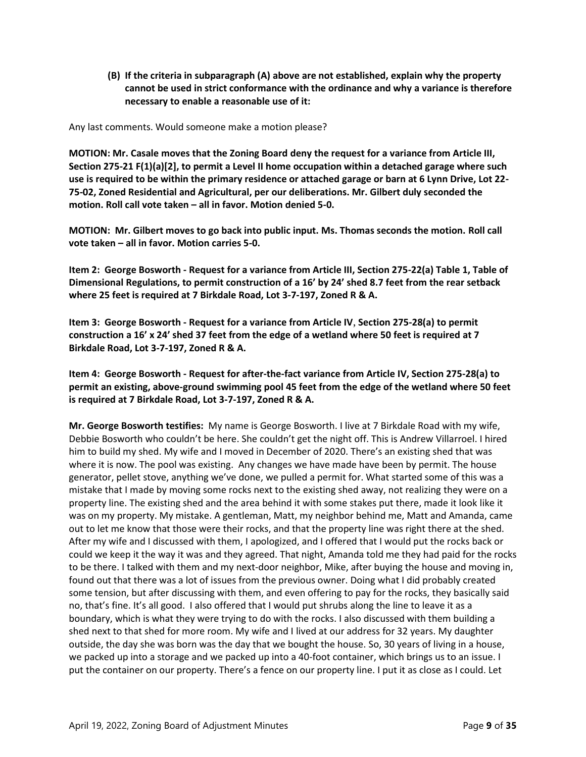**(B) If the criteria in subparagraph (A) above are not established, explain why the property cannot be used in strict conformance with the ordinance and why a variance is therefore necessary to enable a reasonable use of it:**

Any last comments. Would someone make a motion please?

**MOTION: Mr. Casale moves that the Zoning Board deny the request for a variance from Article III, Section 275-21 F(1)(a)[2], to permit a Level II home occupation within a detached garage where such use is required to be within the primary residence or attached garage or barn at 6 Lynn Drive, Lot 22-75-02, Zoned Residential and Agricultural, per our deliberations. Mr. Gilbert duly seconded the motion. Roll call vote taken – all in favor. Motion denied 5-0.**

**MOTION: Mr. Gilbert moves to go back into public input. Ms. Thomas seconds the motion. Roll call vote taken – all in favor. Motion carries 5-0.**

**Item 2: George Bosworth - Request for a variance from Article III, Section 275-22(a) Table 1, Table of Dimensional Regulations, to permit construction of a 16' by 24' shed 8.7 feet from the rear setback where 25 feet is required at 7 Birkdale Road, Lot 3-7-197, Zoned R & A.**

**Item 3: George Bosworth - Request for a variance from Article IV, Section 275-28(a) to permit construction a 16' x 24' shed 37 feet from the edge of a wetland where 50 feet is required at 7 Birkdale Road, Lot 3-7-197, Zoned R & A.**

**Item 4: George Bosworth - Request for after-the-fact variance from Article IV, Section 275-28(a) to permit an existing, above-ground swimming pool 45 feet from the edge of the wetland where 50 feet is required at 7 Birkdale Road, Lot 3-7-197, Zoned R & A.**

**Mr. George Bosworth testifies:** My name is George Bosworth. I live at 7 Birkdale Road with my wife, Debbie Bosworth who couldn't be here. She couldn't get the night off. This is Andrew Villarroel. I hired him to build my shed. My wife and I moved in December of 2020. There's an existing shed that was where it is now. The pool was existing. Any changes we have made have been by permit. The house generator, pellet stove, anything we've done, we pulled a permit for. What started some of this was a mistake that I made by moving some rocks next to the existing shed away, not realizing they were on a property line. The existing shed and the area behind it with some stakes put there, made it look like it was on my property. My mistake. A gentleman, Matt, my neighbor behind me, Matt and Amanda, came out to let me know that those were their rocks, and that the property line was right there at the shed. After my wife and I discussed with them, I apologized, and I offered that I would put the rocks back or could we keep it the way it was and they agreed. That night, Amanda told me they had paid for the rocks to be there. I talked with them and my next-door neighbor, Mike, after buying the house and moving in, found out that there was a lot of issues from the previous owner. Doing what I did probably created some tension, but after discussing with them, and even offering to pay for the rocks, they basically said no, that's fine. It's all good. I also offered that I would put shrubs along the line to leave it as a boundary, which is what they were trying to do with the rocks. I also discussed with them building a shed next to that shed for more room. My wife and I lived at our address for 32 years. My daughter outside, the day she was born was the day that we bought the house. So, 30 years of living in a house, we packed up into a storage and we packed up into a 40-foot container, which brings us to an issue. I put the container on our property. There's a fence on our property line. I put it as close as I could. Let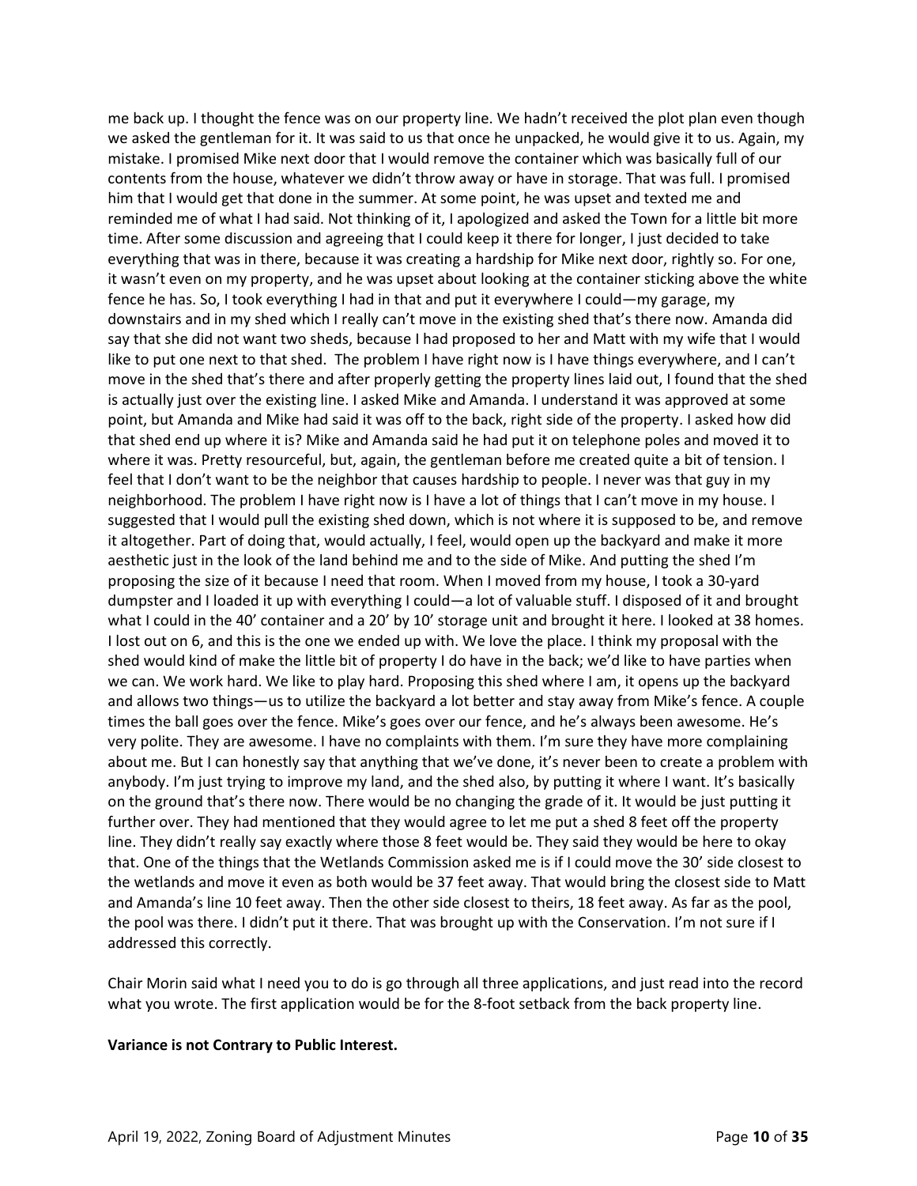me back up. I thought the fence was on our property line. We hadn't received the plot plan even though we asked the gentleman for it. It was said to us that once he unpacked, he would give it to us. Again, my mistake. I promised Mike next door that I would remove the container which was basically full of our contents from the house, whatever we didn't throw away or have in storage. That was full. I promised him that I would get that done in the summer. At some point, he was upset and texted me and reminded me of what I had said. Not thinking of it, I apologized and asked the Town for a little bit more time. After some discussion and agreeing that I could keep it there for longer, I just decided to take everything that was in there, because it was creating a hardship for Mike next door, rightly so. For one, it wasn't even on my property, and he was upset about looking at the container sticking above the white fence he has. So, I took everything I had in that and put it everywhere I could—my garage, my downstairs and in my shed which I really can't move in the existing shed that's there now. Amanda did say that she did not want two sheds, because I had proposed to her and Matt with my wife that I would like to put one next to that shed. The problem I have right now is I have things everywhere, and I can't move in the shed that's there and after properly getting the property lines laid out, I found that the shed is actually just over the existing line. I asked Mike and Amanda. I understand it was approved at some point, but Amanda and Mike had said it was off to the back, right side of the property. I asked how did that shed end up where it is? Mike and Amanda said he had put it on telephone poles and moved it to where it was. Pretty resourceful, but, again, the gentleman before me created quite a bit of tension. I feel that I don't want to be the neighbor that causes hardship to people. I never was that guy in my neighborhood. The problem I have right now is I have a lot of things that I can't move in my house. I suggested that I would pull the existing shed down, which is not where it is supposed to be, and remove it altogether. Part of doing that, would actually, I feel, would open up the backyard and make it more aesthetic just in the look of the land behind me and to the side of Mike. And putting the shed I'm proposing the size of it because I need that room. When I moved from my house, I took a 30-yard dumpster and I loaded it up with everything I could—a lot of valuable stuff. I disposed of it and brought what I could in the 40' container and a 20' by 10' storage unit and brought it here. I looked at 38 homes. I lost out on 6, and this is the one we ended up with. We love the place. I think my proposal with the shed would kind of make the little bit of property I do have in the back; we'd like to have parties when we can. We work hard. We like to play hard. Proposing this shed where I am, it opens up the backyard and allows two things—us to utilize the backyard a lot better and stay away from Mike's fence. A couple times the ball goes over the fence. Mike's goes over our fence, and he's always been awesome. He's very polite. They are awesome. I have no complaints with them. I'm sure they have more complaining about me. But I can honestly say that anything that we've done, it's never been to create a problem with anybody. I'm just trying to improve my land, and the shed also, by putting it where I want. It's basically on the ground that's there now. There would be no changing the grade of it. It would be just putting it further over. They had mentioned that they would agree to let me put a shed 8 feet off the property line. They didn't really say exactly where those 8 feet would be. They said they would be here to okay that. One of the things that the Wetlands Commission asked me is if I could move the 30' side closest to the wetlands and move it even as both would be 37 feet away. That would bring the closest side to Matt and Amanda's line 10 feet away. Then the other side closest to theirs, 18 feet away. As far as the pool, the pool was there. I didn't put it there. That was brought up with the Conservation. I'm not sure if I addressed this correctly.

Chair Morin said what I need you to do is go through all three applications, and just read into the record what you wrote. The first application would be for the 8-foot setback from the back property line.

**Variance is not Contrary to Public Interest.**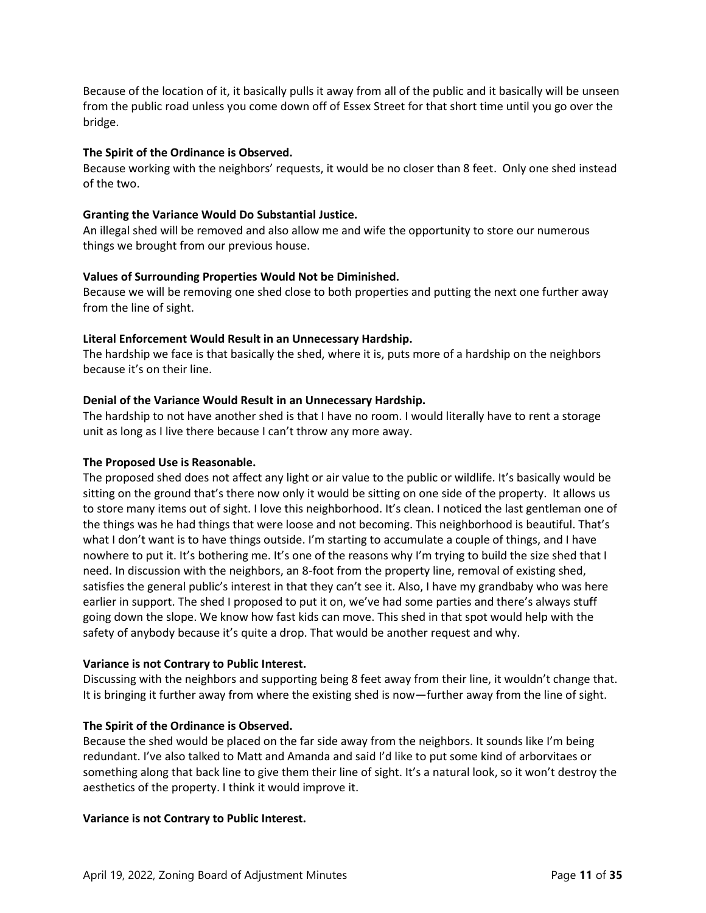Because of the location of it, it basically pulls it away from all of the public and it basically will be unseen from the public road unless you come down off of Essex Street for that short time until you go over the bridge.

**The Spirit of the Ordinance is Observed.**
Because working with the neighbors' requests, it would be no closer than 8 feet. Only one shed instead of the two.

**Granting the Variance Would Do Substantial Justice.**
An illegal shed will be removed and also allow me and wife the opportunity to store our numerous things we brought from our previous house.

**Values of Surrounding Properties Would Not be Diminished.**
Because we will be removing one shed close to both properties and putting the next one further away from the line of sight.

**Literal Enforcement Would Result in an Unnecessary Hardship.**
The hardship we face is that basically the shed, where it is, puts more of a hardship on the neighbors because it's on their line.

**Denial of the Variance Would Result in an Unnecessary Hardship.**
The hardship to not have another shed is that I have no room. I would literally have to rent a storage unit as long as I live there because I can't throw any more away.

**The Proposed Use is Reasonable.**
The proposed shed does not affect any light or air value to the public or wildlife. It's basically would be sitting on the ground that's there now only it would be sitting on one side of the property. It allows us to store many items out of sight. I love this neighborhood. It's clean. I noticed the last gentleman one of the things was he had things that were loose and not becoming. This neighborhood is beautiful. That's what I don't want is to have things outside. I'm starting to accumulate a couple of things, and I have nowhere to put it. It's bothering me. It's one of the reasons why I'm trying to build the size shed that I need. In discussion with the neighbors, an 8-foot from the property line, removal of existing shed, satisfies the general public's interest in that they can't see it. Also, I have my grandbaby who was here earlier in support. The shed I proposed to put it on, we've had some parties and there's always stuff going down the slope. We know how fast kids can move. This shed in that spot would help with the safety of anybody because it's quite a drop. That would be another request and why.

**Variance is not Contrary to Public Interest.**
Discussing with the neighbors and supporting being 8 feet away from their line, it wouldn't change that. It is bringing it further away from where the existing shed is now—further away from the line of sight.

**The Spirit of the Ordinance is Observed.**
Because the shed would be placed on the far side away from the neighbors. It sounds like I'm being redundant. I've also talked to Matt and Amanda and said I'd like to put some kind of arborvitaes or something along that back line to give them their line of sight. It's a natural look, so it won't destroy the aesthetics of the property. I think it would improve it.

**Variance is not Contrary to Public Interest.**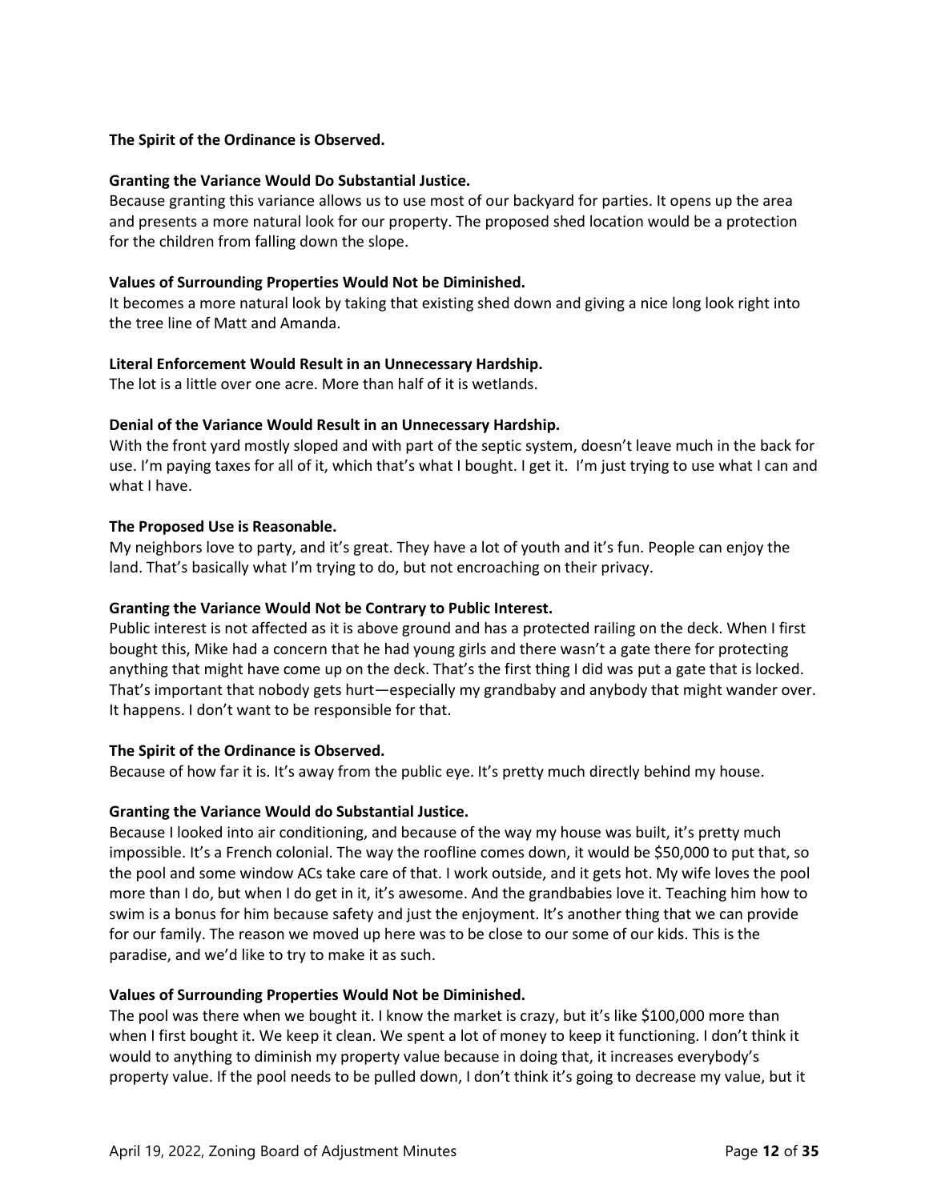**The Spirit of the Ordinance is Observed.**

**Granting the Variance Would Do Substantial Justice.**
Because granting this variance allows us to use most of our backyard for parties. It opens up the area and presents a more natural look for our property. The proposed shed location would be a protection for the children from falling down the slope.

**Values of Surrounding Properties Would Not be Diminished.**
It becomes a more natural look by taking that existing shed down and giving a nice long look right into the tree line of Matt and Amanda.

**Literal Enforcement Would Result in an Unnecessary Hardship.**
The lot is a little over one acre. More than half of it is wetlands.

**Denial of the Variance Would Result in an Unnecessary Hardship.**
With the front yard mostly sloped and with part of the septic system, doesn't leave much in the back for use. I'm paying taxes for all of it, which that's what I bought. I get it. I'm just trying to use what I can and what I have.

**The Proposed Use is Reasonable.**
My neighbors love to party, and it's great. They have a lot of youth and it's fun. People can enjoy the land. That's basically what I'm trying to do, but not encroaching on their privacy.

**Granting the Variance Would Not be Contrary to Public Interest.**
Public interest is not affected as it is above ground and has a protected railing on the deck. When I first bought this, Mike had a concern that he had young girls and there wasn't a gate there for protecting anything that might have come up on the deck. That's the first thing I did was put a gate that is locked. That's important that nobody gets hurt—especially my grandbaby and anybody that might wander over. It happens. I don't want to be responsible for that.

**The Spirit of the Ordinance is Observed.**
Because of how far it is. It's away from the public eye. It's pretty much directly behind my house.

**Granting the Variance Would do Substantial Justice.**
Because I looked into air conditioning, and because of the way my house was built, it's pretty much impossible. It's a French colonial. The way the roofline comes down, it would be $50,000 to put that, so the pool and some window ACs take care of that. I work outside, and it gets hot. My wife loves the pool more than I do, but when I do get in it, it's awesome. And the grandbabies love it. Teaching him how to swim is a bonus for him because safety and just the enjoyment. It's another thing that we can provide for our family. The reason we moved up here was to be close to our some of our kids. This is the paradise, and we'd like to try to make it as such.

**Values of Surrounding Properties Would Not be Diminished.**
The pool was there when we bought it. I know the market is crazy, but it's like $100,000 more than when I first bought it. We keep it clean. We spent a lot of money to keep it functioning. I don't think it would to anything to diminish my property value because in doing that, it increases everybody's property value. If the pool needs to be pulled down, I don't think it's going to decrease my value, but it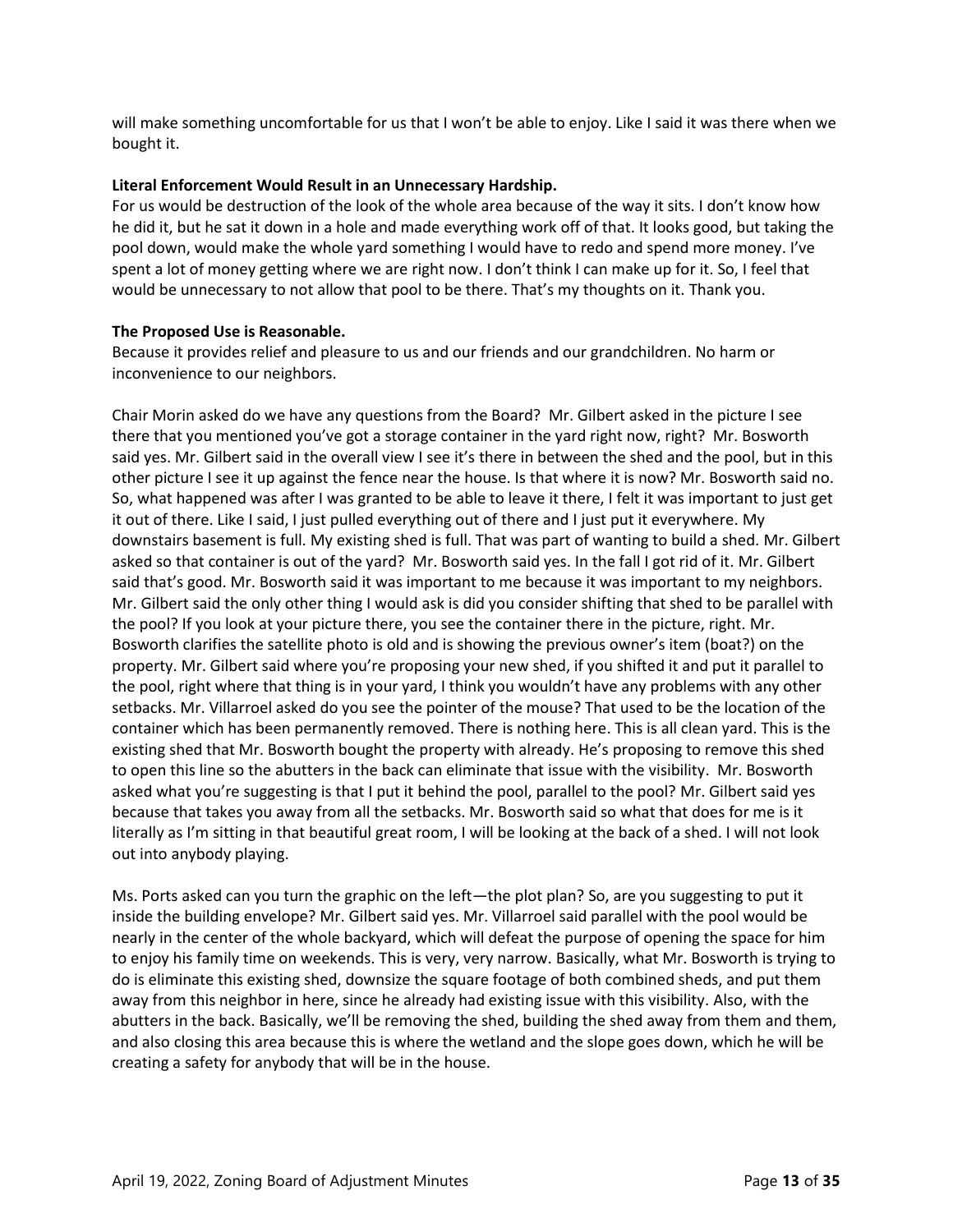will make something uncomfortable for us that I won't be able to enjoy. Like I said it was there when we bought it.

**Literal Enforcement Would Result in an Unnecessary Hardship.**
For us would be destruction of the look of the whole area because of the way it sits. I don't know how he did it, but he sat it down in a hole and made everything work off of that. It looks good, but taking the pool down, would make the whole yard something I would have to redo and spend more money. I've spent a lot of money getting where we are right now. I don't think I can make up for it. So, I feel that would be unnecessary to not allow that pool to be there. That's my thoughts on it. Thank you.

**The Proposed Use is Reasonable.**
Because it provides relief and pleasure to us and our friends and our grandchildren. No harm or inconvenience to our neighbors.

Chair Morin asked do we have any questions from the Board? Mr. Gilbert asked in the picture I see there that you mentioned you've got a storage container in the yard right now, right? Mr. Bosworth said yes. Mr. Gilbert said in the overall view I see it's there in between the shed and the pool, but in this other picture I see it up against the fence near the house. Is that where it is now? Mr. Bosworth said no. So, what happened was after I was granted to be able to leave it there, I felt it was important to just get it out of there. Like I said, I just pulled everything out of there and I just put it everywhere. My downstairs basement is full. My existing shed is full. That was part of wanting to build a shed. Mr. Gilbert asked so that container is out of the yard? Mr. Bosworth said yes. In the fall I got rid of it. Mr. Gilbert said that's good. Mr. Bosworth said it was important to me because it was important to my neighbors. Mr. Gilbert said the only other thing I would ask is did you consider shifting that shed to be parallel with the pool? If you look at your picture there, you see the container there in the picture, right. Mr. Bosworth clarifies the satellite photo is old and is showing the previous owner's item (boat?) on the property. Mr. Gilbert said where you're proposing your new shed, if you shifted it and put it parallel to the pool, right where that thing is in your yard, I think you wouldn't have any problems with any other setbacks. Mr. Villarroel asked do you see the pointer of the mouse? That used to be the location of the container which has been permanently removed. There is nothing here. This is all clean yard. This is the existing shed that Mr. Bosworth bought the property with already. He's proposing to remove this shed to open this line so the abutters in the back can eliminate that issue with the visibility. Mr. Bosworth asked what you're suggesting is that I put it behind the pool, parallel to the pool? Mr. Gilbert said yes because that takes you away from all the setbacks. Mr. Bosworth said so what that does for me is it literally as I'm sitting in that beautiful great room, I will be looking at the back of a shed. I will not look out into anybody playing.

Ms. Ports asked can you turn the graphic on the left—the plot plan? So, are you suggesting to put it inside the building envelope? Mr. Gilbert said yes. Mr. Villarroel said parallel with the pool would be nearly in the center of the whole backyard, which will defeat the purpose of opening the space for him to enjoy his family time on weekends. This is very, very narrow. Basically, what Mr. Bosworth is trying to do is eliminate this existing shed, downsize the square footage of both combined sheds, and put them away from this neighbor in here, since he already had existing issue with this visibility. Also, with the abutters in the back. Basically, we'll be removing the shed, building the shed away from them and them, and also closing this area because this is where the wetland and the slope goes down, which he will be creating a safety for anybody that will be in the house.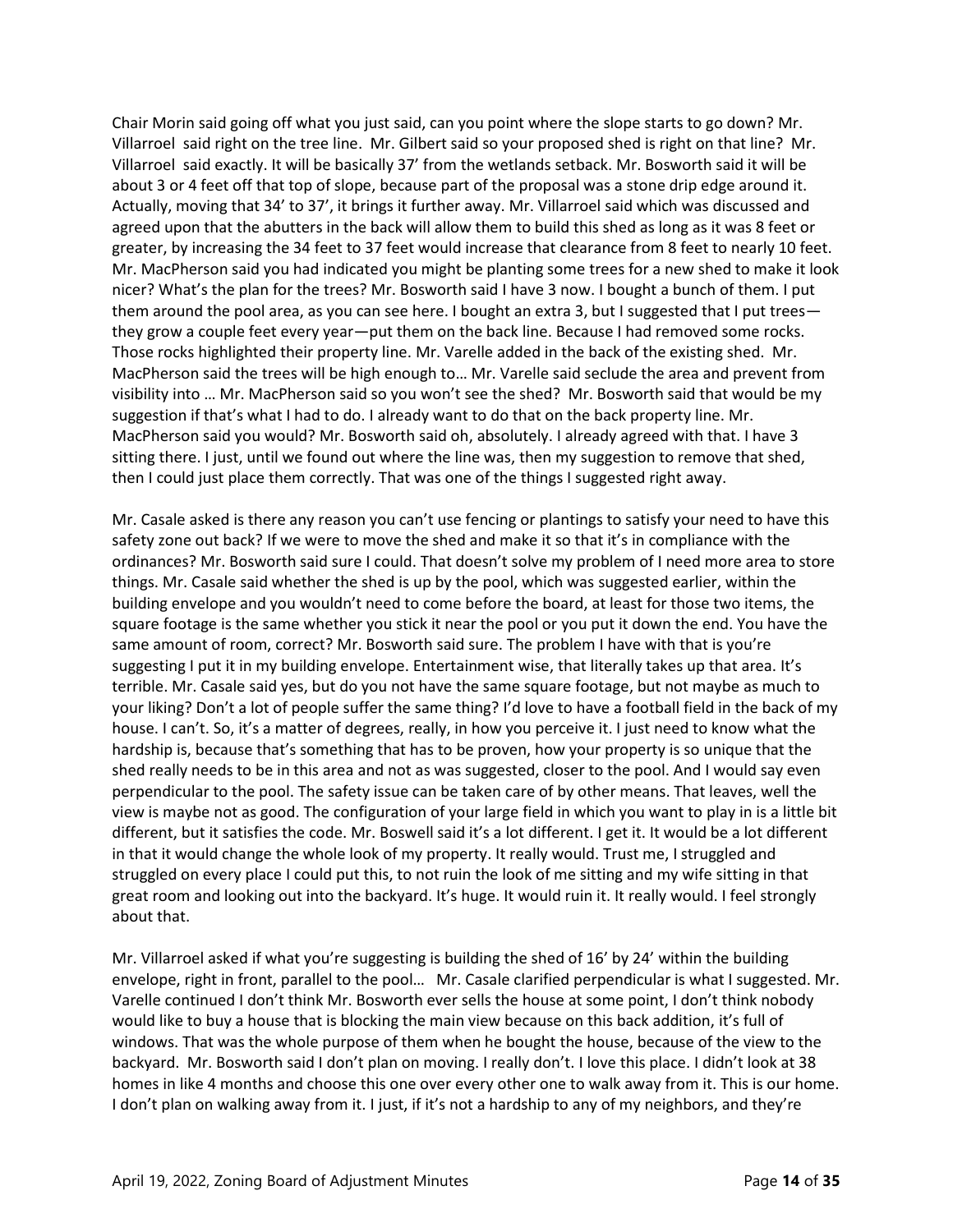Chair Morin said going off what you just said, can you point where the slope starts to go down? Mr. Villarroel said right on the tree line. Mr. Gilbert said so your proposed shed is right on that line? Mr. Villarroel said exactly. It will be basically 37' from the wetlands setback. Mr. Bosworth said it will be about 3 or 4 feet off that top of slope, because part of the proposal was a stone drip edge around it. Actually, moving that 34' to 37', it brings it further away. Mr. Villarroel said which was discussed and agreed upon that the abutters in the back will allow them to build this shed as long as it was 8 feet or greater, by increasing the 34 feet to 37 feet would increase that clearance from 8 feet to nearly 10 feet. Mr. MacPherson said you had indicated you might be planting some trees for a new shed to make it look nicer? What's the plan for the trees? Mr. Bosworth said I have 3 now. I bought a bunch of them. I put them around the pool area, as you can see here. I bought an extra 3, but I suggested that I put trees—they grow a couple feet every year—put them on the back line. Because I had removed some rocks. Those rocks highlighted their property line. Mr. Varelle added in the back of the existing shed. Mr. MacPherson said the trees will be high enough to… Mr. Varelle said seclude the area and prevent from visibility into … Mr. MacPherson said so you won't see the shed? Mr. Bosworth said that would be my suggestion if that's what I had to do. I already want to do that on the back property line. Mr. MacPherson said you would? Mr. Bosworth said oh, absolutely. I already agreed with that. I have 3 sitting there. I just, until we found out where the line was, then my suggestion to remove that shed, then I could just place them correctly. That was one of the things I suggested right away.

Mr. Casale asked is there any reason you can't use fencing or plantings to satisfy your need to have this safety zone out back? If we were to move the shed and make it so that it's in compliance with the ordinances? Mr. Bosworth said sure I could. That doesn't solve my problem of I need more area to store things. Mr. Casale said whether the shed is up by the pool, which was suggested earlier, within the building envelope and you wouldn't need to come before the board, at least for those two items, the square footage is the same whether you stick it near the pool or you put it down the end. You have the same amount of room, correct? Mr. Bosworth said sure. The problem I have with that is you're suggesting I put it in my building envelope. Entertainment wise, that literally takes up that area. It's terrible. Mr. Casale said yes, but do you not have the same square footage, but not maybe as much to your liking? Don't a lot of people suffer the same thing? I'd love to have a football field in the back of my house. I can't. So, it's a matter of degrees, really, in how you perceive it. I just need to know what the hardship is, because that's something that has to be proven, how your property is so unique that the shed really needs to be in this area and not as was suggested, closer to the pool. And I would say even perpendicular to the pool. The safety issue can be taken care of by other means. That leaves, well the view is maybe not as good. The configuration of your large field in which you want to play in is a little bit different, but it satisfies the code. Mr. Boswell said it's a lot different. I get it. It would be a lot different in that it would change the whole look of my property. It really would. Trust me, I struggled and struggled on every place I could put this, to not ruin the look of me sitting and my wife sitting in that great room and looking out into the backyard. It's huge. It would ruin it. It really would. I feel strongly about that.

Mr. Villarroel asked if what you're suggesting is building the shed of 16' by 24' within the building envelope, right in front, parallel to the pool… Mr. Casale clarified perpendicular is what I suggested. Mr. Varelle continued I don't think Mr. Bosworth ever sells the house at some point, I don't think nobody would like to buy a house that is blocking the main view because on this back addition, it's full of windows. That was the whole purpose of them when he bought the house, because of the view to the backyard. Mr. Bosworth said I don't plan on moving. I really don't. I love this place. I didn't look at 38 homes in like 4 months and choose this one over every other one to walk away from it. This is our home. I don't plan on walking away from it. I just, if it's not a hardship to any of my neighbors, and they're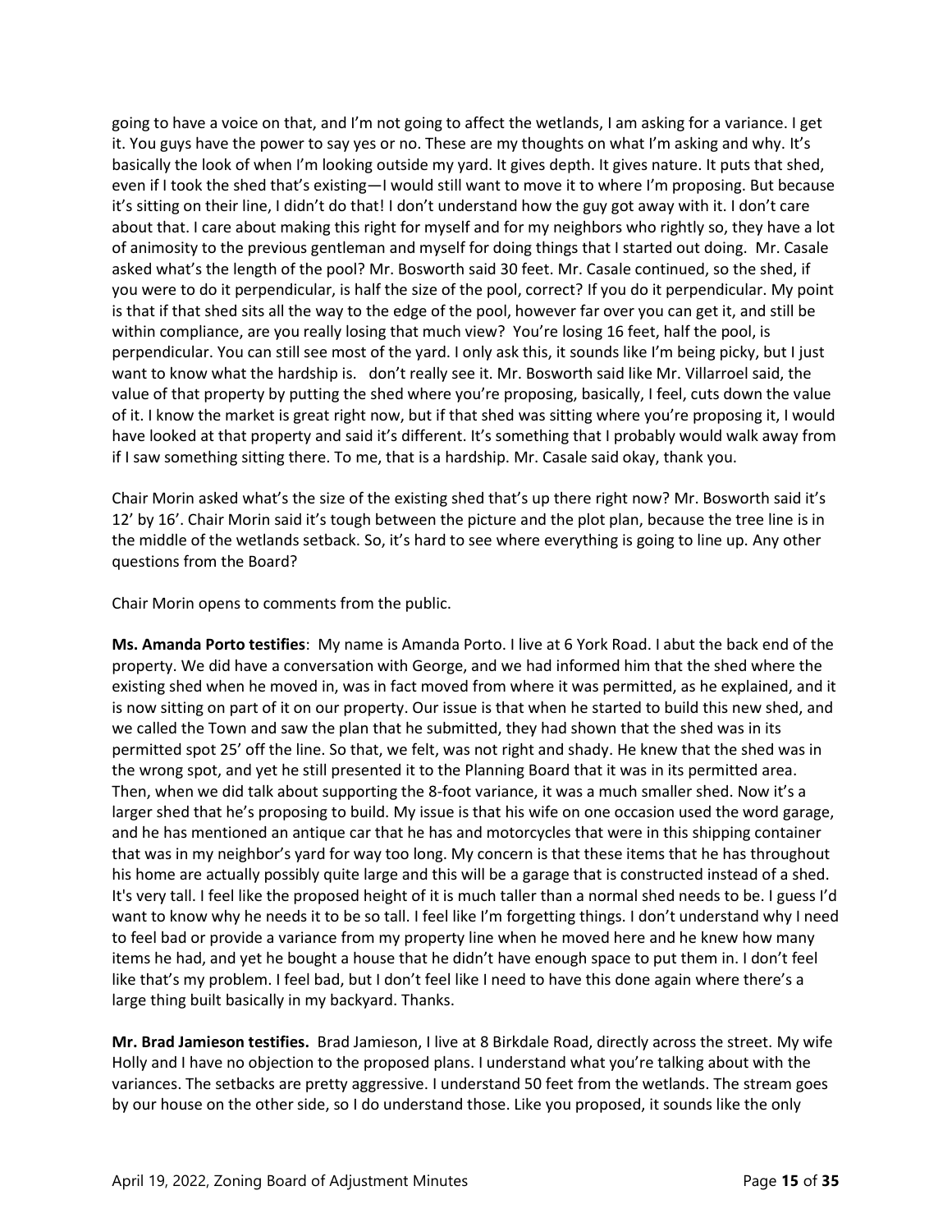going to have a voice on that, and I'm not going to affect the wetlands, I am asking for a variance. I get it. You guys have the power to say yes or no. These are my thoughts on what I'm asking and why. It's basically the look of when I'm looking outside my yard. It gives depth. It gives nature. It puts that shed, even if I took the shed that's existing—I would still want to move it to where I'm proposing. But because it's sitting on their line, I didn't do that! I don't understand how the guy got away with it. I don't care about that. I care about making this right for myself and for my neighbors who rightly so, they have a lot of animosity to the previous gentleman and myself for doing things that I started out doing. Mr. Casale asked what's the length of the pool? Mr. Bosworth said 30 feet. Mr. Casale continued, so the shed, if you were to do it perpendicular, is half the size of the pool, correct? If you do it perpendicular. My point is that if that shed sits all the way to the edge of the pool, however far over you can get it, and still be within compliance, are you really losing that much view? You're losing 16 feet, half the pool, is perpendicular. You can still see most of the yard. I only ask this, it sounds like I'm being picky, but I just want to know what the hardship is. don't really see it. Mr. Bosworth said like Mr. Villarroel said, the value of that property by putting the shed where you're proposing, basically, I feel, cuts down the value of it. I know the market is great right now, but if that shed was sitting where you're proposing it, I would have looked at that property and said it's different. It's something that I probably would walk away from if I saw something sitting there. To me, that is a hardship. Mr. Casale said okay, thank you.

Chair Morin asked what's the size of the existing shed that's up there right now? Mr. Bosworth said it's 12' by 16'. Chair Morin said it's tough between the picture and the plot plan, because the tree line is in the middle of the wetlands setback. So, it's hard to see where everything is going to line up. Any other questions from the Board?

Chair Morin opens to comments from the public.

**Ms. Amanda Porto testifies**: My name is Amanda Porto. I live at 6 York Road. I abut the back end of the property. We did have a conversation with George, and we had informed him that the shed where the existing shed when he moved in, was in fact moved from where it was permitted, as he explained, and it is now sitting on part of it on our property. Our issue is that when he started to build this new shed, and we called the Town and saw the plan that he submitted, they had shown that the shed was in its permitted spot 25' off the line. So that, we felt, was not right and shady. He knew that the shed was in the wrong spot, and yet he still presented it to the Planning Board that it was in its permitted area. Then, when we did talk about supporting the 8-foot variance, it was a much smaller shed. Now it's a larger shed that he's proposing to build. My issue is that his wife on one occasion used the word garage, and he has mentioned an antique car that he has and motorcycles that were in this shipping container that was in my neighbor's yard for way too long. My concern is that these items that he has throughout his home are actually possibly quite large and this will be a garage that is constructed instead of a shed. It's very tall. I feel like the proposed height of it is much taller than a normal shed needs to be. I guess I'd want to know why he needs it to be so tall. I feel like I'm forgetting things. I don't understand why I need to feel bad or provide a variance from my property line when he moved here and he knew how many items he had, and yet he bought a house that he didn't have enough space to put them in. I don't feel like that's my problem. I feel bad, but I don't feel like I need to have this done again where there's a large thing built basically in my backyard. Thanks.

**Mr. Brad Jamieson testifies.** Brad Jamieson, I live at 8 Birkdale Road, directly across the street. My wife Holly and I have no objection to the proposed plans. I understand what you're talking about with the variances. The setbacks are pretty aggressive. I understand 50 feet from the wetlands. The stream goes by our house on the other side, so I do understand those. Like you proposed, it sounds like the only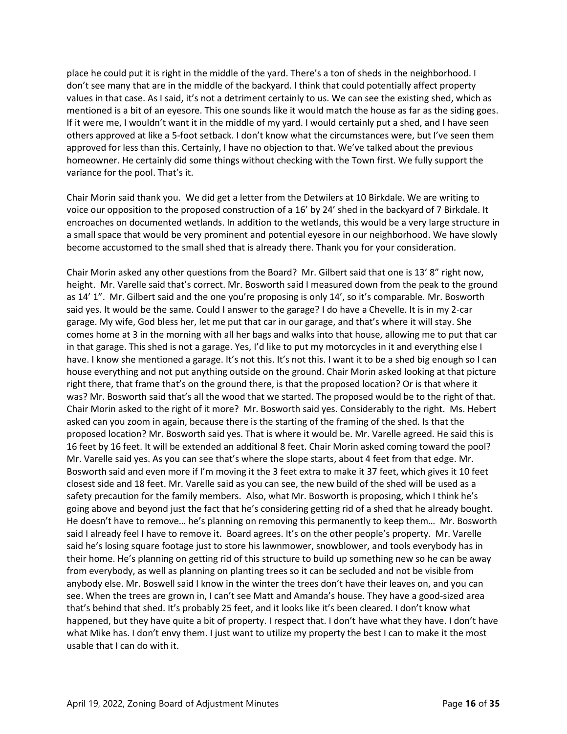place he could put it is right in the middle of the yard. There's a ton of sheds in the neighborhood. I don't see many that are in the middle of the backyard. I think that could potentially affect property values in that case. As I said, it's not a detriment certainly to us. We can see the existing shed, which as mentioned is a bit of an eyesore. This one sounds like it would match the house as far as the siding goes. If it were me, I wouldn't want it in the middle of my yard. I would certainly put a shed, and I have seen others approved at like a 5-foot setback. I don't know what the circumstances were, but I've seen them approved for less than this. Certainly, I have no objection to that. We've talked about the previous homeowner. He certainly did some things without checking with the Town first. We fully support the variance for the pool. That's it.

Chair Morin said thank you. We did get a letter from the Detwilers at 10 Birkdale. We are writing to voice our opposition to the proposed construction of a 16' by 24' shed in the backyard of 7 Birkdale. It encroaches on documented wetlands. In addition to the wetlands, this would be a very large structure in a small space that would be very prominent and potential eyesore in our neighborhood. We have slowly become accustomed to the small shed that is already there. Thank you for your consideration.

Chair Morin asked any other questions from the Board? Mr. Gilbert said that one is 13' 8" right now, height. Mr. Varelle said that's correct. Mr. Bosworth said I measured down from the peak to the ground as 14' 1". Mr. Gilbert said and the one you're proposing is only 14', so it's comparable. Mr. Bosworth said yes. It would be the same. Could I answer to the garage? I do have a Chevelle. It is in my 2-car garage. My wife, God bless her, let me put that car in our garage, and that's where it will stay. She comes home at 3 in the morning with all her bags and walks into that house, allowing me to put that car in that garage. This shed is not a garage. Yes, I'd like to put my motorcycles in it and everything else I have. I know she mentioned a garage. It's not this. It's not this. I want it to be a shed big enough so I can house everything and not put anything outside on the ground. Chair Morin asked looking at that picture right there, that frame that's on the ground there, is that the proposed location? Or is that where it was? Mr. Bosworth said that's all the wood that we started. The proposed would be to the right of that. Chair Morin asked to the right of it more? Mr. Bosworth said yes. Considerably to the right. Ms. Hebert asked can you zoom in again, because there is the starting of the framing of the shed. Is that the proposed location? Mr. Bosworth said yes. That is where it would be. Mr. Varelle agreed. He said this is 16 feet by 16 feet. It will be extended an additional 8 feet. Chair Morin asked coming toward the pool? Mr. Varelle said yes. As you can see that's where the slope starts, about 4 feet from that edge. Mr. Bosworth said and even more if I'm moving it the 3 feet extra to make it 37 feet, which gives it 10 feet closest side and 18 feet. Mr. Varelle said as you can see, the new build of the shed will be used as a safety precaution for the family members. Also, what Mr. Bosworth is proposing, which I think he's going above and beyond just the fact that he's considering getting rid of a shed that he already bought. He doesn't have to remove… he's planning on removing this permanently to keep them… Mr. Bosworth said I already feel I have to remove it. Board agrees. It's on the other people's property. Mr. Varelle said he's losing square footage just to store his lawnmower, snowblower, and tools everybody has in their home. He's planning on getting rid of this structure to build up something new so he can be away from everybody, as well as planning on planting trees so it can be secluded and not be visible from anybody else. Mr. Boswell said I know in the winter the trees don't have their leaves on, and you can see. When the trees are grown in, I can't see Matt and Amanda's house. They have a good-sized area that's behind that shed. It's probably 25 feet, and it looks like it's been cleared. I don't know what happened, but they have quite a bit of property. I respect that. I don't have what they have. I don't have what Mike has. I don't envy them. I just want to utilize my property the best I can to make it the most usable that I can do with it.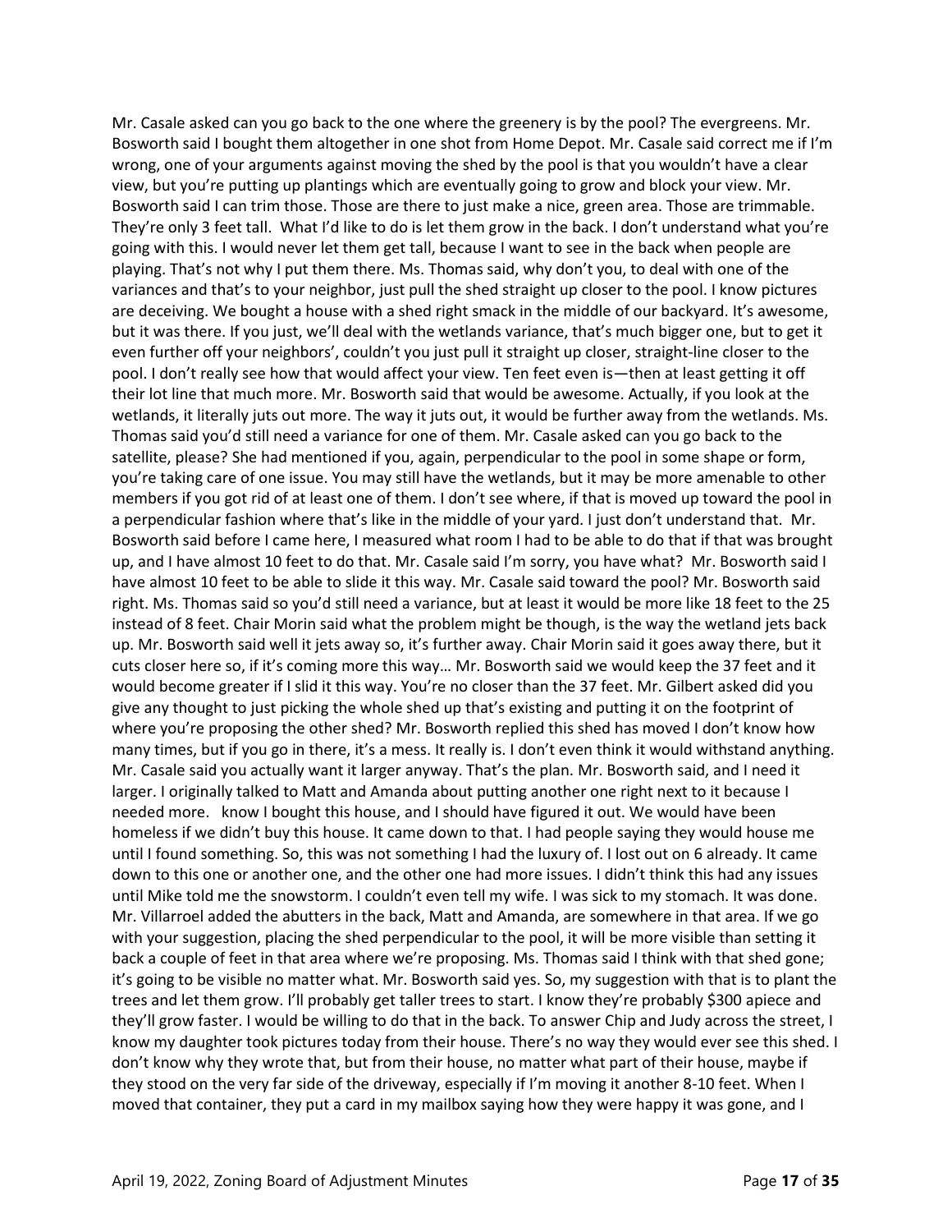Mr. Casale asked can you go back to the one where the greenery is by the pool? The evergreens. Mr. Bosworth said I bought them altogether in one shot from Home Depot. Mr. Casale said correct me if I'm wrong, one of your arguments against moving the shed by the pool is that you wouldn't have a clear view, but you're putting up plantings which are eventually going to grow and block your view. Mr. Bosworth said I can trim those. Those are there to just make a nice, green area. Those are trimmable. They're only 3 feet tall. What I'd like to do is let them grow in the back. I don't understand what you're going with this. I would never let them get tall, because I want to see in the back when people are playing. That's not why I put them there. Ms. Thomas said, why don't you, to deal with one of the variances and that's to your neighbor, just pull the shed straight up closer to the pool. I know pictures are deceiving. We bought a house with a shed right smack in the middle of our backyard. It's awesome, but it was there. If you just, we'll deal with the wetlands variance, that's much bigger one, but to get it even further off your neighbors', couldn't you just pull it straight up closer, straight-line closer to the pool. I don't really see how that would affect your view. Ten feet even is—then at least getting it off their lot line that much more. Mr. Bosworth said that would be awesome. Actually, if you look at the wetlands, it literally juts out more. The way it juts out, it would be further away from the wetlands. Ms. Thomas said you'd still need a variance for one of them. Mr. Casale asked can you go back to the satellite, please? She had mentioned if you, again, perpendicular to the pool in some shape or form, you're taking care of one issue. You may still have the wetlands, but it may be more amenable to other members if you got rid of at least one of them. I don't see where, if that is moved up toward the pool in a perpendicular fashion where that's like in the middle of your yard. I just don't understand that. Mr. Bosworth said before I came here, I measured what room I had to be able to do that if that was brought up, and I have almost 10 feet to do that. Mr. Casale said I'm sorry, you have what? Mr. Bosworth said I have almost 10 feet to be able to slide it this way. Mr. Casale said toward the pool? Mr. Bosworth said right. Ms. Thomas said so you'd still need a variance, but at least it would be more like 18 feet to the 25 instead of 8 feet. Chair Morin said what the problem might be though, is the way the wetland jets back up. Mr. Bosworth said well it jets away so, it's further away. Chair Morin said it goes away there, but it cuts closer here so, if it's coming more this way… Mr. Bosworth said we would keep the 37 feet and it would become greater if I slid it this way. You're no closer than the 37 feet. Mr. Gilbert asked did you give any thought to just picking the whole shed up that's existing and putting it on the footprint of where you're proposing the other shed? Mr. Bosworth replied this shed has moved I don't know how many times, but if you go in there, it's a mess. It really is. I don't even think it would withstand anything. Mr. Casale said you actually want it larger anyway. That's the plan. Mr. Bosworth said, and I need it larger. I originally talked to Matt and Amanda about putting another one right next to it because I needed more. know I bought this house, and I should have figured it out. We would have been homeless if we didn't buy this house. It came down to that. I had people saying they would house me until I found something. So, this was not something I had the luxury of. I lost out on 6 already. It came down to this one or another one, and the other one had more issues. I didn't think this had any issues until Mike told me the snowstorm. I couldn't even tell my wife. I was sick to my stomach. It was done. Mr. Villarroel added the abutters in the back, Matt and Amanda, are somewhere in that area. If we go with your suggestion, placing the shed perpendicular to the pool, it will be more visible than setting it back a couple of feet in that area where we're proposing. Ms. Thomas said I think with that shed gone; it's going to be visible no matter what. Mr. Bosworth said yes. So, my suggestion with that is to plant the trees and let them grow. I'll probably get taller trees to start. I know they're probably $300 apiece and they'll grow faster. I would be willing to do that in the back. To answer Chip and Judy across the street, I know my daughter took pictures today from their house. There's no way they would ever see this shed. I don't know why they wrote that, but from their house, no matter what part of their house, maybe if they stood on the very far side of the driveway, especially if I'm moving it another 8-10 feet. When I moved that container, they put a card in my mailbox saying how they were happy it was gone, and I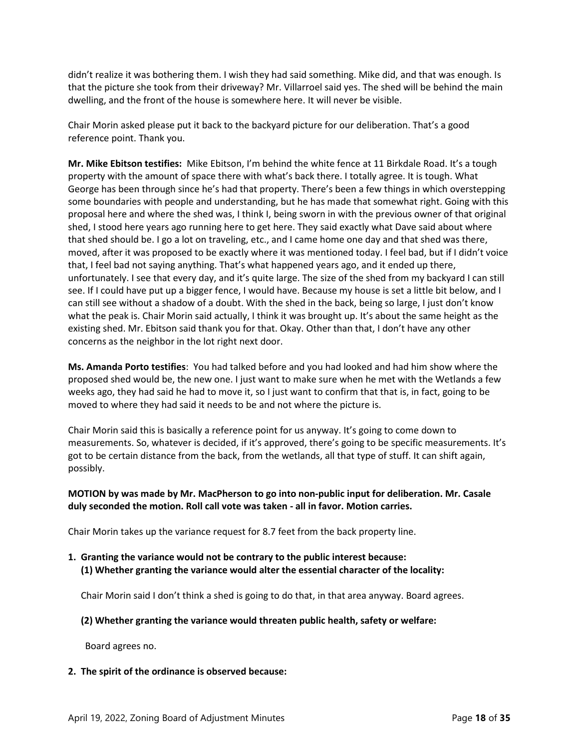didn't realize it was bothering them. I wish they had said something. Mike did, and that was enough. Is that the picture she took from their driveway? Mr. Villarroel said yes. The shed will be behind the main dwelling, and the front of the house is somewhere here. It will never be visible.

Chair Morin asked please put it back to the backyard picture for our deliberation. That's a good reference point. Thank you.

**Mr. Mike Ebitson testifies:** Mike Ebitson, I'm behind the white fence at 11 Birkdale Road. It's a tough property with the amount of space there with what's back there. I totally agree. It is tough. What George has been through since he's had that property. There's been a few things in which overstepping some boundaries with people and understanding, but he has made that somewhat right. Going with this proposal here and where the shed was, I think I, being sworn in with the previous owner of that original shed, I stood here years ago running here to get here. They said exactly what Dave said about where that shed should be. I go a lot on traveling, etc., and I came home one day and that shed was there, moved, after it was proposed to be exactly where it was mentioned today. I feel bad, but if I didn't voice that, I feel bad not saying anything. That's what happened years ago, and it ended up there, unfortunately. I see that every day, and it's quite large. The size of the shed from my backyard I can still see. If I could have put up a bigger fence, I would have. Because my house is set a little bit below, and I can still see without a shadow of a doubt. With the shed in the back, being so large, I just don't know what the peak is. Chair Morin said actually, I think it was brought up. It's about the same height as the existing shed. Mr. Ebitson said thank you for that. Okay. Other than that, I don't have any other concerns as the neighbor in the lot right next door.

**Ms. Amanda Porto testifies**: You had talked before and you had looked and had him show where the proposed shed would be, the new one. I just want to make sure when he met with the Wetlands a few weeks ago, they had said he had to move it, so I just want to confirm that that is, in fact, going to be moved to where they had said it needs to be and not where the picture is.

Chair Morin said this is basically a reference point for us anyway. It's going to come down to measurements. So, whatever is decided, if it's approved, there's going to be specific measurements. It's got to be certain distance from the back, from the wetlands, all that type of stuff. It can shift again, possibly.

**MOTION by was made by Mr. MacPherson to go into non-public input for deliberation. Mr. Casale duly seconded the motion. Roll call vote was taken - all in favor. Motion carries.**

Chair Morin takes up the variance request for 8.7 feet from the back property line.

1. **Granting the variance would not be contrary to the public interest because:**
   **(1) Whether granting the variance would alter the essential character of the locality:**

   Chair Morin said I don't think a shed is going to do that, in that area anyway. Board agrees.

   **(2) Whether granting the variance would threaten public health, safety or welfare:**

   Board agrees no.

2. **The spirit of the ordinance is observed because:**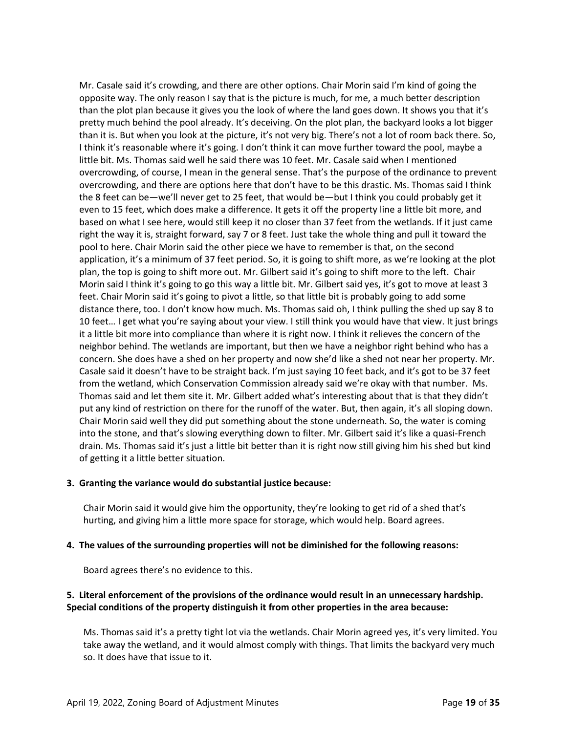Mr. Casale said it's crowding, and there are other options. Chair Morin said I'm kind of going the opposite way. The only reason I say that is the picture is much, for me, a much better description than the plot plan because it gives you the look of where the land goes down. It shows you that it's pretty much behind the pool already. It's deceiving. On the plot plan, the backyard looks a lot bigger than it is. But when you look at the picture, it's not very big. There's not a lot of room back there. So, I think it's reasonable where it's going. I don't think it can move further toward the pool, maybe a little bit. Ms. Thomas said well he said there was 10 feet. Mr. Casale said when I mentioned overcrowding, of course, I mean in the general sense. That's the purpose of the ordinance to prevent overcrowding, and there are options here that don't have to be this drastic. Ms. Thomas said I think the 8 feet can be—we'll never get to 25 feet, that would be—but I think you could probably get it even to 15 feet, which does make a difference. It gets it off the property line a little bit more, and based on what I see here, would still keep it no closer than 37 feet from the wetlands. If it just came right the way it is, straight forward, say 7 or 8 feet. Just take the whole thing and pull it toward the pool to here. Chair Morin said the other piece we have to remember is that, on the second application, it's a minimum of 37 feet period. So, it is going to shift more, as we're looking at the plot plan, the top is going to shift more out. Mr. Gilbert said it's going to shift more to the left. Chair Morin said I think it's going to go this way a little bit. Mr. Gilbert said yes, it's got to move at least 3 feet. Chair Morin said it's going to pivot a little, so that little bit is probably going to add some distance there, too. I don't know how much. Ms. Thomas said oh, I think pulling the shed up say 8 to 10 feet… I get what you're saying about your view. I still think you would have that view. It just brings it a little bit more into compliance than where it is right now. I think it relieves the concern of the neighbor behind. The wetlands are important, but then we have a neighbor right behind who has a concern. She does have a shed on her property and now she'd like a shed not near her property. Mr. Casale said it doesn't have to be straight back. I'm just saying 10 feet back, and it's got to be 37 feet from the wetland, which Conservation Commission already said we're okay with that number. Ms. Thomas said and let them site it. Mr. Gilbert added what's interesting about that is that they didn't put any kind of restriction on there for the runoff of the water. But, then again, it's all sloping down. Chair Morin said well they did put something about the stone underneath. So, the water is coming into the stone, and that's slowing everything down to filter. Mr. Gilbert said it's like a quasi-French drain. Ms. Thomas said it's just a little bit better than it is right now still giving him his shed but kind of getting it a little better situation.

**3. Granting the variance would do substantial justice because:**

Chair Morin said it would give him the opportunity, they're looking to get rid of a shed that's hurting, and giving him a little more space for storage, which would help. Board agrees.

**4. The values of the surrounding properties will not be diminished for the following reasons:**

Board agrees there's no evidence to this.

**5. Literal enforcement of the provisions of the ordinance would result in an unnecessary hardship. Special conditions of the property distinguish it from other properties in the area because:**

Ms. Thomas said it's a pretty tight lot via the wetlands. Chair Morin agreed yes, it's very limited. You take away the wetland, and it would almost comply with things. That limits the backyard very much so. It does have that issue to it.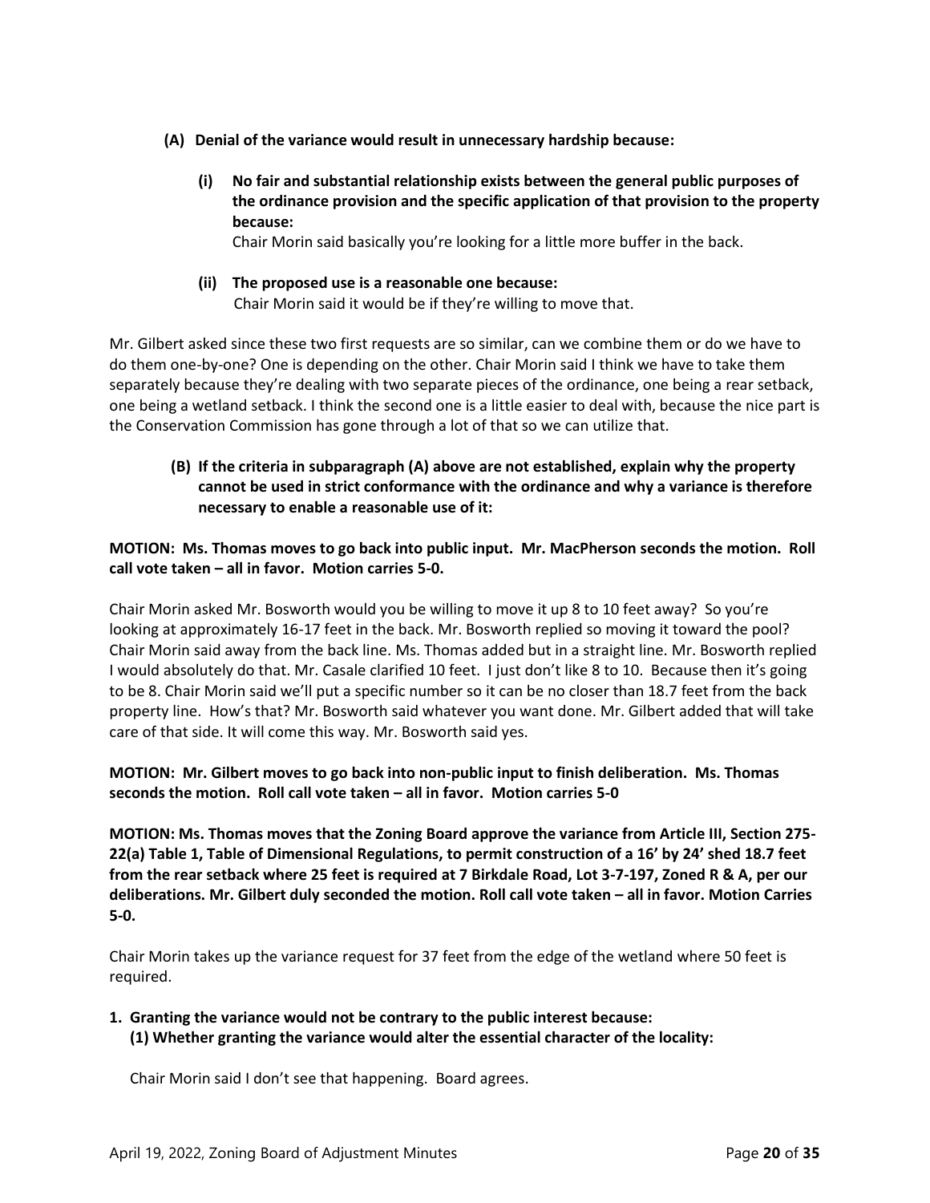**(A) Denial of the variance would result in unnecessary hardship because:**

**(i) No fair and substantial relationship exists between the general public purposes of the ordinance provision and the specific application of that provision to the property because:**

Chair Morin said basically you're looking for a little more buffer in the back.

**(ii) The proposed use is a reasonable one because:**

Chair Morin said it would be if they're willing to move that.

Mr. Gilbert asked since these two first requests are so similar, can we combine them or do we have to do them one-by-one? One is depending on the other. Chair Morin said I think we have to take them separately because they're dealing with two separate pieces of the ordinance, one being a rear setback, one being a wetland setback. I think the second one is a little easier to deal with, because the nice part is the Conservation Commission has gone through a lot of that so we can utilize that.

**(B) If the criteria in subparagraph (A) above are not established, explain why the property cannot be used in strict conformance with the ordinance and why a variance is therefore necessary to enable a reasonable use of it:**

**MOTION: Ms. Thomas moves to go back into public input. Mr. MacPherson seconds the motion. Roll call vote taken – all in favor. Motion carries 5-0.**

Chair Morin asked Mr. Bosworth would you be willing to move it up 8 to 10 feet away? So you're looking at approximately 16-17 feet in the back. Mr. Bosworth replied so moving it toward the pool? Chair Morin said away from the back line. Ms. Thomas added but in a straight line. Mr. Bosworth replied I would absolutely do that. Mr. Casale clarified 10 feet. I just don't like 8 to 10. Because then it's going to be 8. Chair Morin said we'll put a specific number so it can be no closer than 18.7 feet from the back property line. How's that? Mr. Bosworth said whatever you want done. Mr. Gilbert added that will take care of that side. It will come this way. Mr. Bosworth said yes.

**MOTION: Mr. Gilbert moves to go back into non-public input to finish deliberation. Ms. Thomas seconds the motion. Roll call vote taken – all in favor. Motion carries 5-0**

**MOTION: Ms. Thomas moves that the Zoning Board approve the variance from Article III, Section 275-22(a) Table 1, Table of Dimensional Regulations, to permit construction of a 16' by 24' shed 18.7 feet from the rear setback where 25 feet is required at 7 Birkdale Road, Lot 3-7-197, Zoned R & A, per our deliberations. Mr. Gilbert duly seconded the motion. Roll call vote taken – all in favor. Motion Carries 5-0.**

Chair Morin takes up the variance request for 37 feet from the edge of the wetland where 50 feet is required.

**1. Granting the variance would not be contrary to the public interest because:**
**(1) Whether granting the variance would alter the essential character of the locality:**

Chair Morin said I don't see that happening. Board agrees.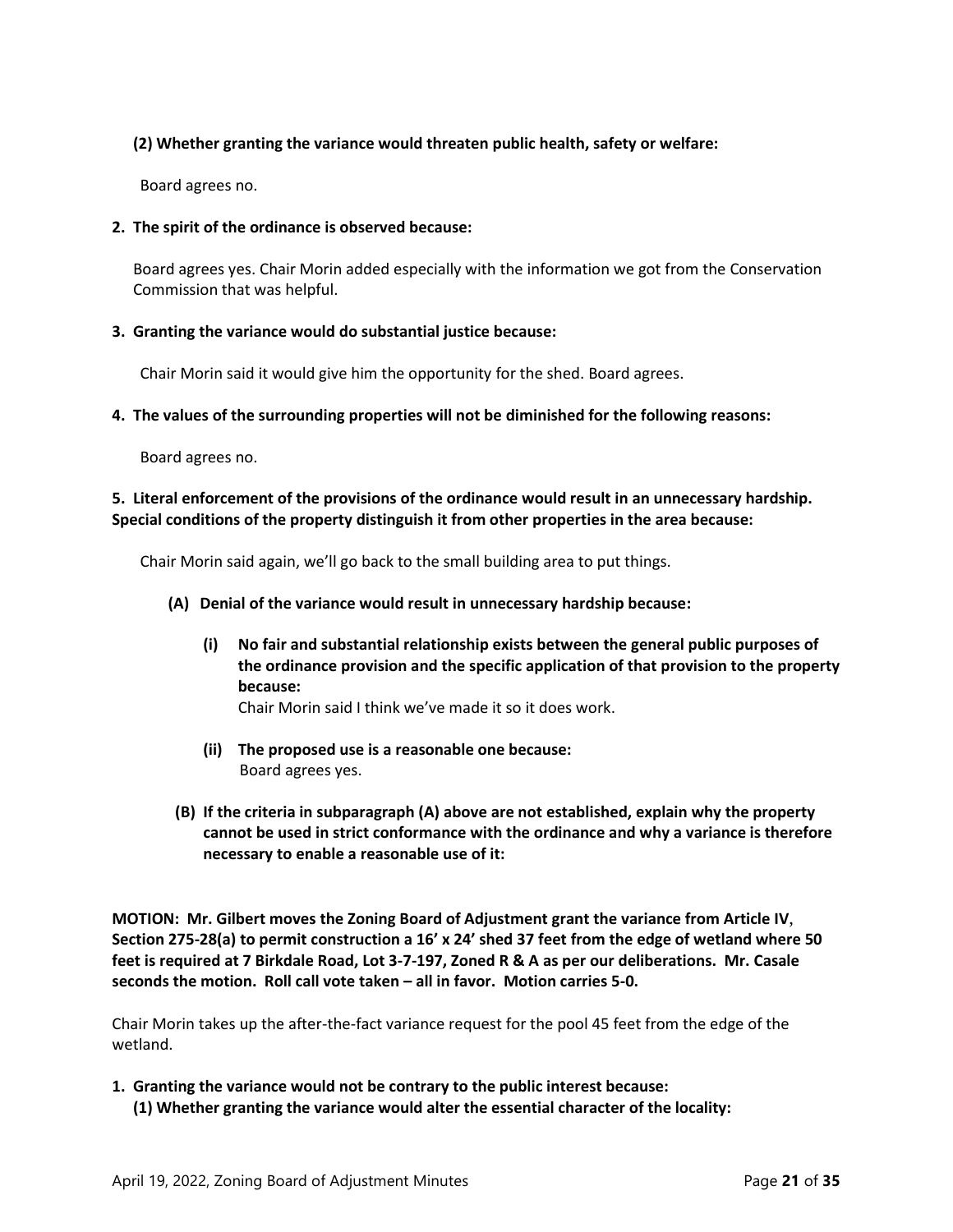**(2) Whether granting the variance would threaten public health, safety or welfare:**

Board agrees no.

**2. The spirit of the ordinance is observed because:**

Board agrees yes. Chair Morin added especially with the information we got from the Conservation Commission that was helpful.

**3. Granting the variance would do substantial justice because:**

Chair Morin said it would give him the opportunity for the shed. Board agrees.

**4. The values of the surrounding properties will not be diminished for the following reasons:**

Board agrees no.

**5. Literal enforcement of the provisions of the ordinance would result in an unnecessary hardship. Special conditions of the property distinguish it from other properties in the area because:**

Chair Morin said again, we'll go back to the small building area to put things.

**(A) Denial of the variance would result in unnecessary hardship because:**

**(i) No fair and substantial relationship exists between the general public purposes of the ordinance provision and the specific application of that provision to the property because:**
Chair Morin said I think we've made it so it does work.

**(ii) The proposed use is a reasonable one because:**
Board agrees yes.

**(B) If the criteria in subparagraph (A) above are not established, explain why the property cannot be used in strict conformance with the ordinance and why a variance is therefore necessary to enable a reasonable use of it:**

**MOTION: Mr. Gilbert moves the Zoning Board of Adjustment grant the variance from Article IV, Section 275-28(a) to permit construction a 16' x 24' shed 37 feet from the edge of wetland where 50 feet is required at 7 Birkdale Road, Lot 3-7-197, Zoned R & A as per our deliberations. Mr. Casale seconds the motion. Roll call vote taken – all in favor. Motion carries 5-0.**

Chair Morin takes up the after-the-fact variance request for the pool 45 feet from the edge of the wetland.

**1. Granting the variance would not be contrary to the public interest because:**

**(1) Whether granting the variance would alter the essential character of the locality:**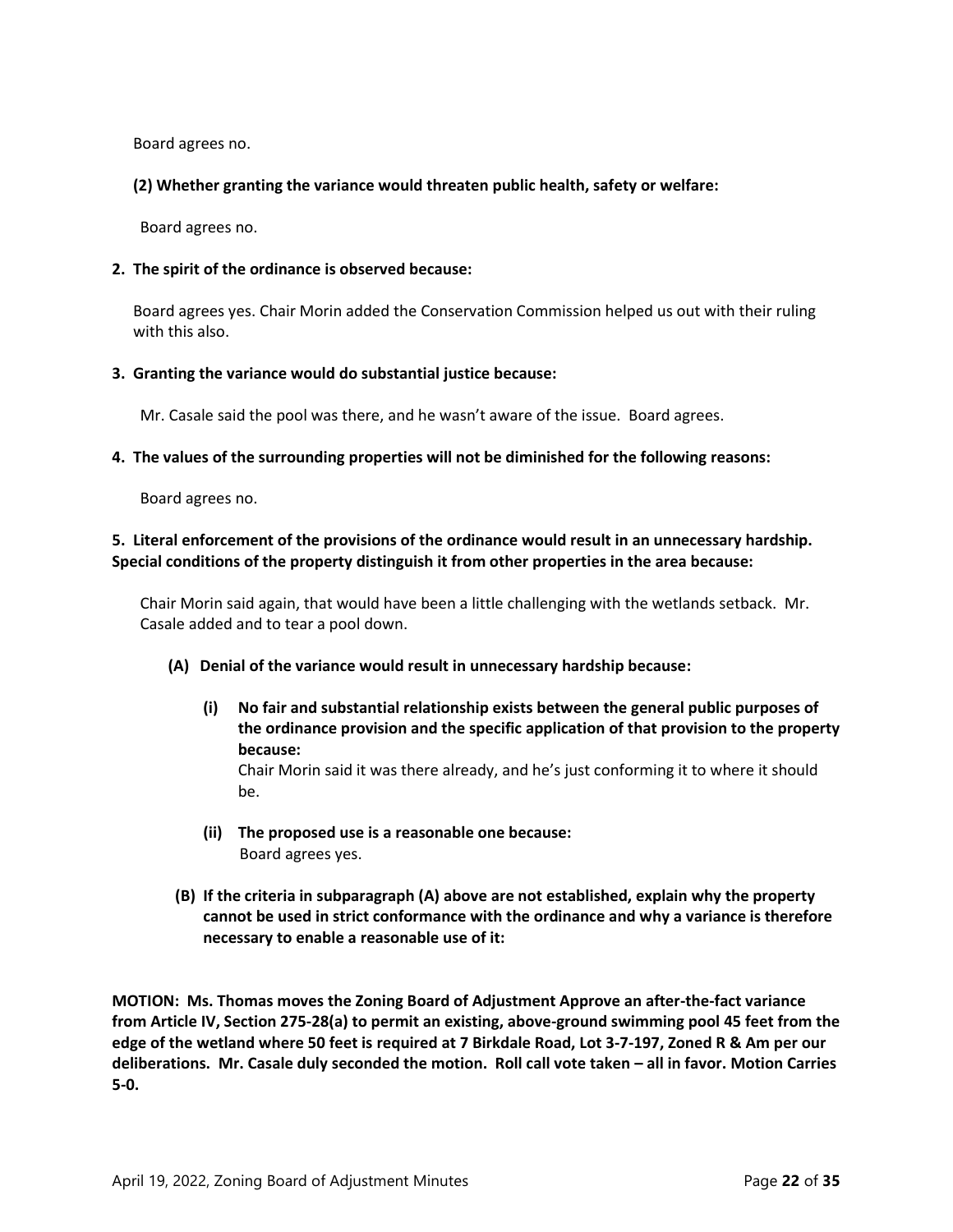Board agrees no.

**(2) Whether granting the variance would threaten public health, safety or welfare:**

Board agrees no.

**2. The spirit of the ordinance is observed because:**

Board agrees yes. Chair Morin added the Conservation Commission helped us out with their ruling with this also.

**3. Granting the variance would do substantial justice because:**

Mr. Casale said the pool was there, and he wasn't aware of the issue. Board agrees.

**4. The values of the surrounding properties will not be diminished for the following reasons:**

Board agrees no.

**5. Literal enforcement of the provisions of the ordinance would result in an unnecessary hardship. Special conditions of the property distinguish it from other properties in the area because:**

Chair Morin said again, that would have been a little challenging with the wetlands setback. Mr. Casale added and to tear a pool down.

**(A) Denial of the variance would result in unnecessary hardship because:**

**(i) No fair and substantial relationship exists between the general public purposes of the ordinance provision and the specific application of that provision to the property because:**
Chair Morin said it was there already, and he's just conforming it to where it should be.

**(ii) The proposed use is a reasonable one because:**
Board agrees yes.

**(B) If the criteria in subparagraph (A) above are not established, explain why the property cannot be used in strict conformance with the ordinance and why a variance is therefore necessary to enable a reasonable use of it:**

**MOTION: Ms. Thomas moves the Zoning Board of Adjustment Approve an after-the-fact variance from Article IV, Section 275-28(a) to permit an existing, above-ground swimming pool 45 feet from the edge of the wetland where 50 feet is required at 7 Birkdale Road, Lot 3-7-197, Zoned R & Am per our deliberations. Mr. Casale duly seconded the motion. Roll call vote taken – all in favor. Motion Carries 5-0.**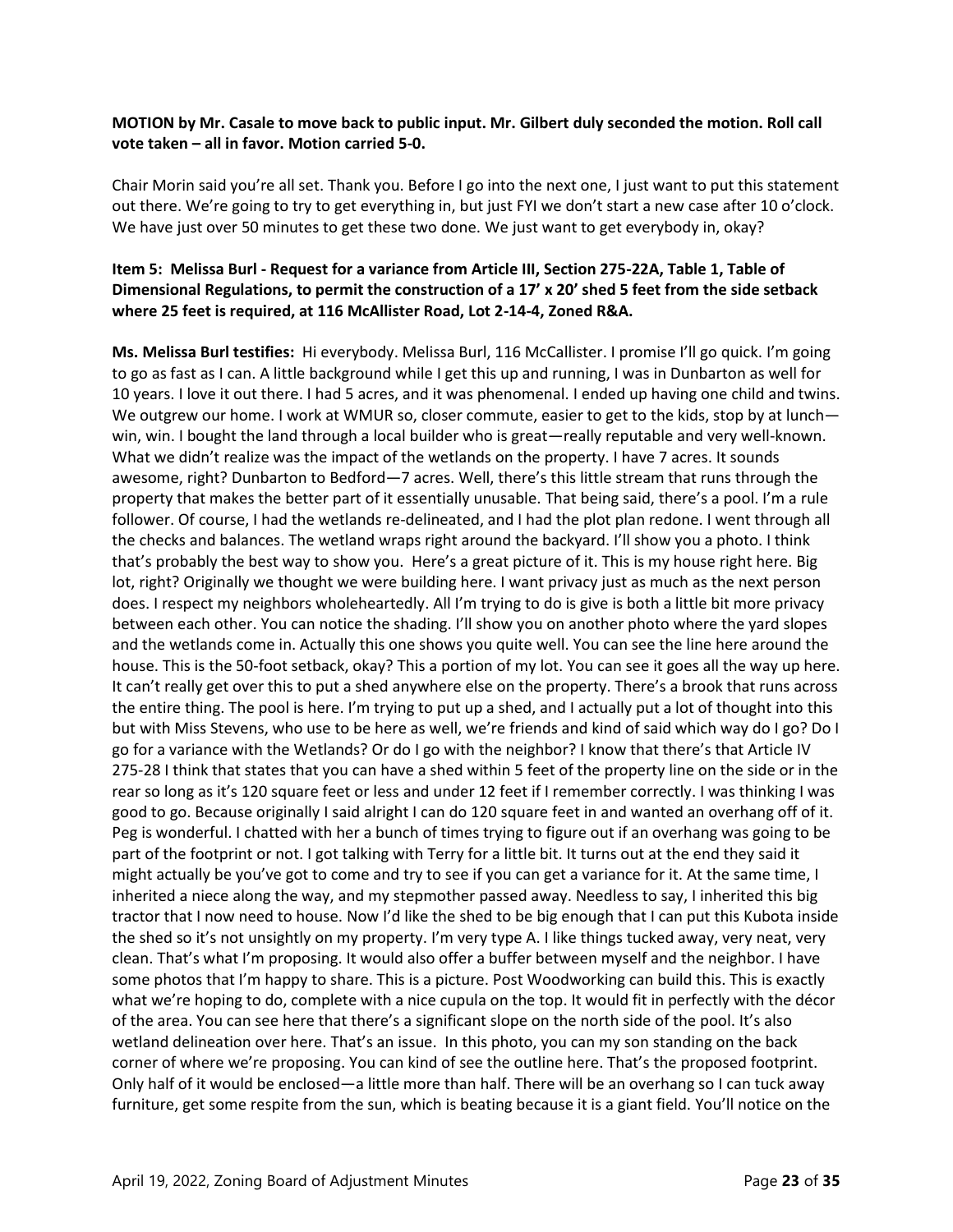**MOTION by Mr. Casale to move back to public input. Mr. Gilbert duly seconded the motion. Roll call vote taken – all in favor. Motion carried 5-0.**

Chair Morin said you're all set. Thank you. Before I go into the next one, I just want to put this statement out there. We're going to try to get everything in, but just FYI we don't start a new case after 10 o'clock. We have just over 50 minutes to get these two done. We just want to get everybody in, okay?

**Item 5: Melissa Burl - Request for a variance from Article III, Section 275-22A, Table 1, Table of Dimensional Regulations, to permit the construction of a 17' x 20' shed 5 feet from the side setback where 25 feet is required, at 116 McAllister Road, Lot 2-14-4, Zoned R&A.**

**Ms. Melissa Burl testifies:** Hi everybody. Melissa Burl, 116 McCallister. I promise I'll go quick. I'm going to go as fast as I can. A little background while I get this up and running, I was in Dunbarton as well for 10 years. I love it out there. I had 5 acres, and it was phenomenal. I ended up having one child and twins. We outgrew our home. I work at WMUR so, closer commute, easier to get to the kids, stop by at lunch—win, win. I bought the land through a local builder who is great—really reputable and very well-known. What we didn't realize was the impact of the wetlands on the property. I have 7 acres. It sounds awesome, right? Dunbarton to Bedford—7 acres. Well, there's this little stream that runs through the property that makes the better part of it essentially unusable. That being said, there's a pool. I'm a rule follower. Of course, I had the wetlands re-delineated, and I had the plot plan redone. I went through all the checks and balances. The wetland wraps right around the backyard. I'll show you a photo. I think that's probably the best way to show you. Here's a great picture of it. This is my house right here. Big lot, right? Originally we thought we were building here. I want privacy just as much as the next person does. I respect my neighbors wholeheartedly. All I'm trying to do is give is both a little bit more privacy between each other. You can notice the shading. I'll show you on another photo where the yard slopes and the wetlands come in. Actually this one shows you quite well. You can see the line here around the house. This is the 50-foot setback, okay? This a portion of my lot. You can see it goes all the way up here. It can't really get over this to put a shed anywhere else on the property. There's a brook that runs across the entire thing. The pool is here. I'm trying to put up a shed, and I actually put a lot of thought into this but with Miss Stevens, who use to be here as well, we're friends and kind of said which way do I go? Do I go for a variance with the Wetlands? Or do I go with the neighbor? I know that there's that Article IV 275-28 I think that states that you can have a shed within 5 feet of the property line on the side or in the rear so long as it's 120 square feet or less and under 12 feet if I remember correctly. I was thinking I was good to go. Because originally I said alright I can do 120 square feet in and wanted an overhang off of it. Peg is wonderful. I chatted with her a bunch of times trying to figure out if an overhang was going to be part of the footprint or not. I got talking with Terry for a little bit. It turns out at the end they said it might actually be you've got to come and try to see if you can get a variance for it. At the same time, I inherited a niece along the way, and my stepmother passed away. Needless to say, I inherited this big tractor that I now need to house. Now I'd like the shed to be big enough that I can put this Kubota inside the shed so it's not unsightly on my property. I'm very type A. I like things tucked away, very neat, very clean. That's what I'm proposing. It would also offer a buffer between myself and the neighbor. I have some photos that I'm happy to share. This is a picture. Post Woodworking can build this. This is exactly what we're hoping to do, complete with a nice cupula on the top. It would fit in perfectly with the décor of the area. You can see here that there's a significant slope on the north side of the pool. It's also wetland delineation over here. That's an issue. In this photo, you can my son standing on the back corner of where we're proposing. You can kind of see the outline here. That's the proposed footprint. Only half of it would be enclosed—a little more than half. There will be an overhang so I can tuck away furniture, get some respite from the sun, which is beating because it is a giant field. You'll notice on the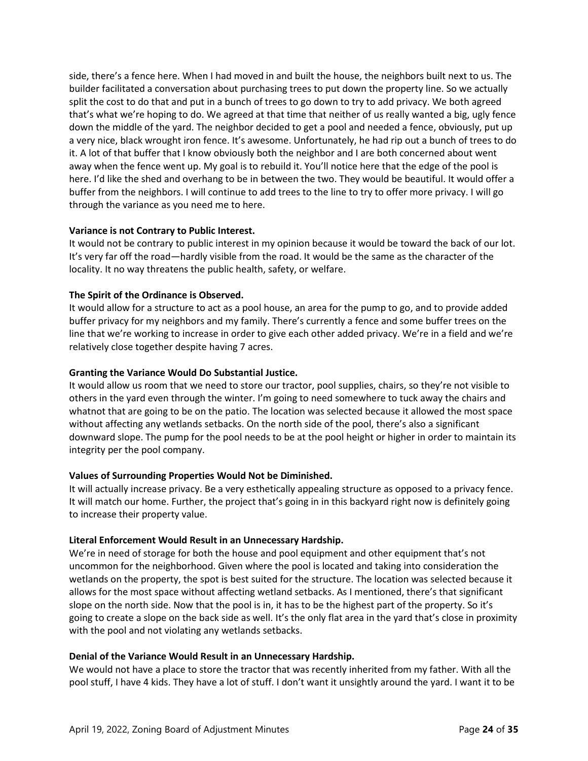side, there's a fence here. When I had moved in and built the house, the neighbors built next to us. The builder facilitated a conversation about purchasing trees to put down the property line. So we actually split the cost to do that and put in a bunch of trees to go down to try to add privacy. We both agreed that's what we're hoping to do. We agreed at that time that neither of us really wanted a big, ugly fence down the middle of the yard. The neighbor decided to get a pool and needed a fence, obviously, put up a very nice, black wrought iron fence. It's awesome. Unfortunately, he had rip out a bunch of trees to do it. A lot of that buffer that I know obviously both the neighbor and I are both concerned about went away when the fence went up. My goal is to rebuild it. You'll notice here that the edge of the pool is here. I'd like the shed and overhang to be in between the two. They would be beautiful. It would offer a buffer from the neighbors. I will continue to add trees to the line to try to offer more privacy. I will go through the variance as you need me to here.

**Variance is not Contrary to Public Interest.**
It would not be contrary to public interest in my opinion because it would be toward the back of our lot. It's very far off the road—hardly visible from the road. It would be the same as the character of the locality. It no way threatens the public health, safety, or welfare.

**The Spirit of the Ordinance is Observed.**
It would allow for a structure to act as a pool house, an area for the pump to go, and to provide added buffer privacy for my neighbors and my family. There's currently a fence and some buffer trees on the line that we're working to increase in order to give each other added privacy. We're in a field and we're relatively close together despite having 7 acres.

**Granting the Variance Would Do Substantial Justice.**
It would allow us room that we need to store our tractor, pool supplies, chairs, so they're not visible to others in the yard even through the winter. I'm going to need somewhere to tuck away the chairs and whatnot that are going to be on the patio. The location was selected because it allowed the most space without affecting any wetlands setbacks. On the north side of the pool, there's also a significant downward slope. The pump for the pool needs to be at the pool height or higher in order to maintain its integrity per the pool company.

**Values of Surrounding Properties Would Not be Diminished.**
It will actually increase privacy. Be a very esthetically appealing structure as opposed to a privacy fence. It will match our home. Further, the project that's going in in this backyard right now is definitely going to increase their property value.

**Literal Enforcement Would Result in an Unnecessary Hardship.**
We're in need of storage for both the house and pool equipment and other equipment that's not uncommon for the neighborhood. Given where the pool is located and taking into consideration the wetlands on the property, the spot is best suited for the structure. The location was selected because it allows for the most space without affecting wetland setbacks. As I mentioned, there's that significant slope on the north side. Now that the pool is in, it has to be the highest part of the property. So it's going to create a slope on the back side as well. It's the only flat area in the yard that's close in proximity with the pool and not violating any wetlands setbacks.

**Denial of the Variance Would Result in an Unnecessary Hardship.**
We would not have a place to store the tractor that was recently inherited from my father. With all the pool stuff, I have 4 kids. They have a lot of stuff. I don't want it unsightly around the yard. I want it to be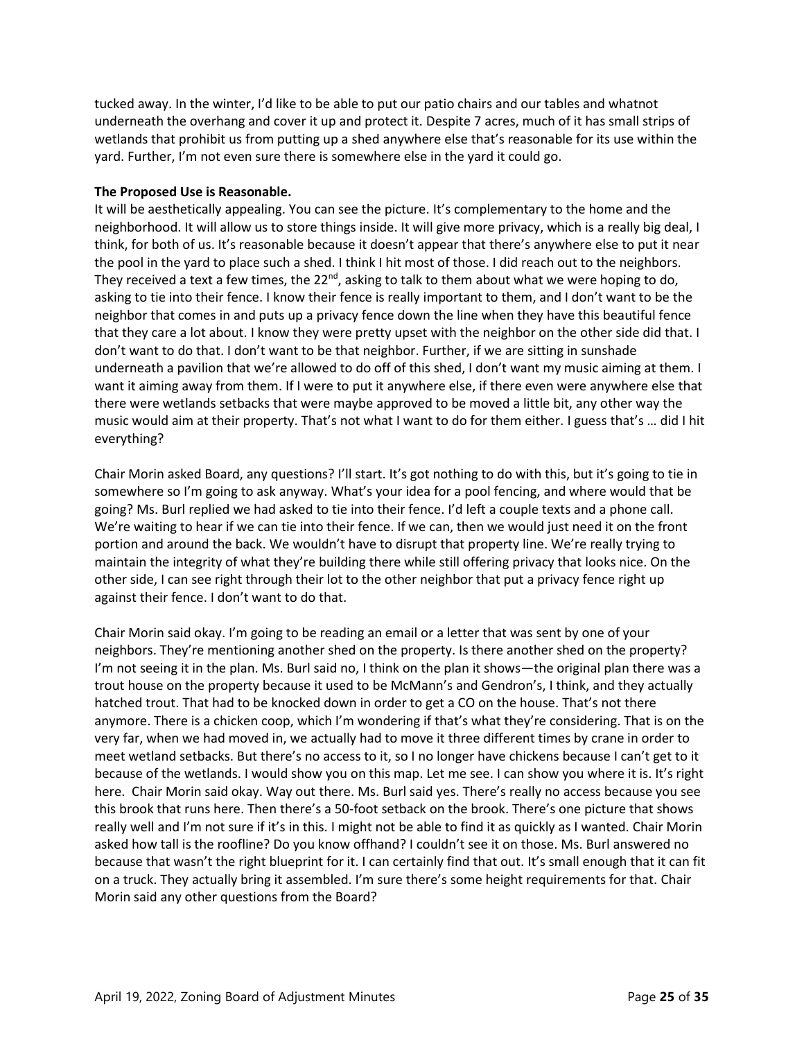tucked away. In the winter, I'd like to be able to put our patio chairs and our tables and whatnot underneath the overhang and cover it up and protect it. Despite 7 acres, much of it has small strips of wetlands that prohibit us from putting up a shed anywhere else that's reasonable for its use within the yard. Further, I'm not even sure there is somewhere else in the yard it could go.

**The Proposed Use is Reasonable.**

It will be aesthetically appealing. You can see the picture. It's complementary to the home and the neighborhood. It will allow us to store things inside. It will give more privacy, which is a really big deal, I think, for both of us. It's reasonable because it doesn't appear that there's anywhere else to put it near the pool in the yard to place such a shed. I think I hit most of those. I did reach out to the neighbors. They received a text a few times, the 22nd, asking to talk to them about what we were hoping to do, asking to tie into their fence. I know their fence is really important to them, and I don't want to be the neighbor that comes in and puts up a privacy fence down the line when they have this beautiful fence that they care a lot about. I know they were pretty upset with the neighbor on the other side did that. I don't want to do that. I don't want to be that neighbor. Further, if we are sitting in sunshade underneath a pavilion that we're allowed to do off of this shed, I don't want my music aiming at them. I want it aiming away from them. If I were to put it anywhere else, if there even were anywhere else that there were wetlands setbacks that were maybe approved to be moved a little bit, any other way the music would aim at their property. That's not what I want to do for them either. I guess that's … did I hit everything?

Chair Morin asked Board, any questions? I'll start. It's got nothing to do with this, but it's going to tie in somewhere so I'm going to ask anyway. What's your idea for a pool fencing, and where would that be going? Ms. Burl replied we had asked to tie into their fence. I'd left a couple texts and a phone call. We're waiting to hear if we can tie into their fence. If we can, then we would just need it on the front portion and around the back. We wouldn't have to disrupt that property line. We're really trying to maintain the integrity of what they're building there while still offering privacy that looks nice. On the other side, I can see right through their lot to the other neighbor that put a privacy fence right up against their fence. I don't want to do that.

Chair Morin said okay. I'm going to be reading an email or a letter that was sent by one of your neighbors. They're mentioning another shed on the property. Is there another shed on the property? I'm not seeing it in the plan. Ms. Burl said no, I think on the plan it shows—the original plan there was a trout house on the property because it used to be McMann's and Gendron's, I think, and they actually hatched trout. That had to be knocked down in order to get a CO on the house. That's not there anymore. There is a chicken coop, which I'm wondering if that's what they're considering. That is on the very far, when we had moved in, we actually had to move it three different times by crane in order to meet wetland setbacks. But there's no access to it, so I no longer have chickens because I can't get to it because of the wetlands. I would show you on this map. Let me see. I can show you where it is. It's right here. Chair Morin said okay. Way out there. Ms. Burl said yes. There's really no access because you see this brook that runs here. Then there's a 50-foot setback on the brook. There's one picture that shows really well and I'm not sure if it's in this. I might not be able to find it as quickly as I wanted. Chair Morin asked how tall is the roofline? Do you know offhand? I couldn't see it on those. Ms. Burl answered no because that wasn't the right blueprint for it. I can certainly find that out. It's small enough that it can fit on a truck. They actually bring it assembled. I'm sure there's some height requirements for that. Chair Morin said any other questions from the Board?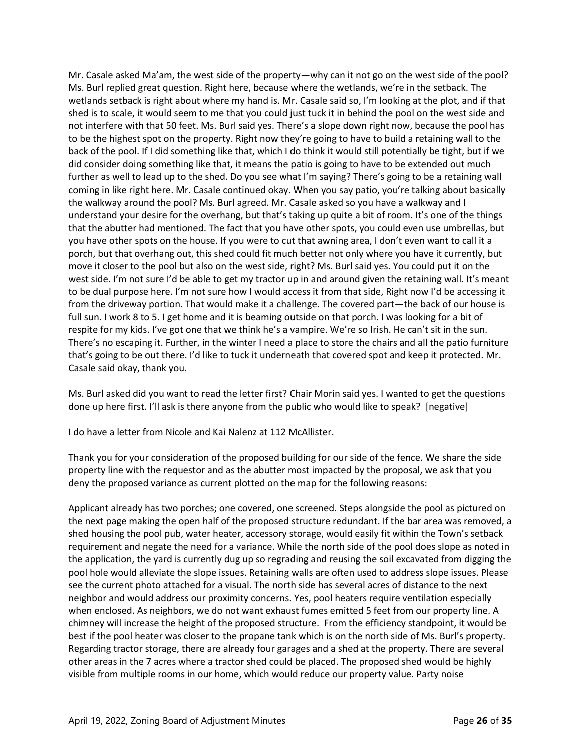Mr. Casale asked Ma'am, the west side of the property—why can it not go on the west side of the pool? Ms. Burl replied great question. Right here, because where the wetlands, we're in the setback. The wetlands setback is right about where my hand is. Mr. Casale said so, I'm looking at the plot, and if that shed is to scale, it would seem to me that you could just tuck it in behind the pool on the west side and not interfere with that 50 feet. Ms. Burl said yes. There's a slope down right now, because the pool has to be the highest spot on the property. Right now they're going to have to build a retaining wall to the back of the pool. If I did something like that, which I do think it would still potentially be tight, but if we did consider doing something like that, it means the patio is going to have to be extended out much further as well to lead up to the shed. Do you see what I'm saying? There's going to be a retaining wall coming in like right here. Mr. Casale continued okay. When you say patio, you're talking about basically the walkway around the pool? Ms. Burl agreed. Mr. Casale asked so you have a walkway and I understand your desire for the overhang, but that's taking up quite a bit of room. It's one of the things that the abutter had mentioned. The fact that you have other spots, you could even use umbrellas, but you have other spots on the house. If you were to cut that awning area, I don't even want to call it a porch, but that overhang out, this shed could fit much better not only where you have it currently, but move it closer to the pool but also on the west side, right? Ms. Burl said yes. You could put it on the west side. I'm not sure I'd be able to get my tractor up in and around given the retaining wall. It's meant to be dual purpose here. I'm not sure how I would access it from that side, Right now I'd be accessing it from the driveway portion. That would make it a challenge. The covered part—the back of our house is full sun. I work 8 to 5. I get home and it is beaming outside on that porch. I was looking for a bit of respite for my kids. I've got one that we think he's a vampire. We're so Irish. He can't sit in the sun. There's no escaping it. Further, in the winter I need a place to store the chairs and all the patio furniture that's going to be out there. I'd like to tuck it underneath that covered spot and keep it protected. Mr. Casale said okay, thank you.

Ms. Burl asked did you want to read the letter first? Chair Morin said yes. I wanted to get the questions done up here first. I'll ask is there anyone from the public who would like to speak? [negative]

I do have a letter from Nicole and Kai Nalenz at 112 McAllister.

Thank you for your consideration of the proposed building for our side of the fence. We share the side property line with the requestor and as the abutter most impacted by the proposal, we ask that you deny the proposed variance as current plotted on the map for the following reasons:

Applicant already has two porches; one covered, one screened. Steps alongside the pool as pictured on the next page making the open half of the proposed structure redundant. If the bar area was removed, a shed housing the pool pub, water heater, accessory storage, would easily fit within the Town's setback requirement and negate the need for a variance. While the north side of the pool does slope as noted in the application, the yard is currently dug up so regrading and reusing the soil excavated from digging the pool hole would alleviate the slope issues. Retaining walls are often used to address slope issues. Please see the current photo attached for a visual. The north side has several acres of distance to the next neighbor and would address our proximity concerns. Yes, pool heaters require ventilation especially when enclosed. As neighbors, we do not want exhaust fumes emitted 5 feet from our property line. A chimney will increase the height of the proposed structure. From the efficiency standpoint, it would be best if the pool heater was closer to the propane tank which is on the north side of Ms. Burl's property. Regarding tractor storage, there are already four garages and a shed at the property. There are several other areas in the 7 acres where a tractor shed could be placed. The proposed shed would be highly visible from multiple rooms in our home, which would reduce our property value. Party noise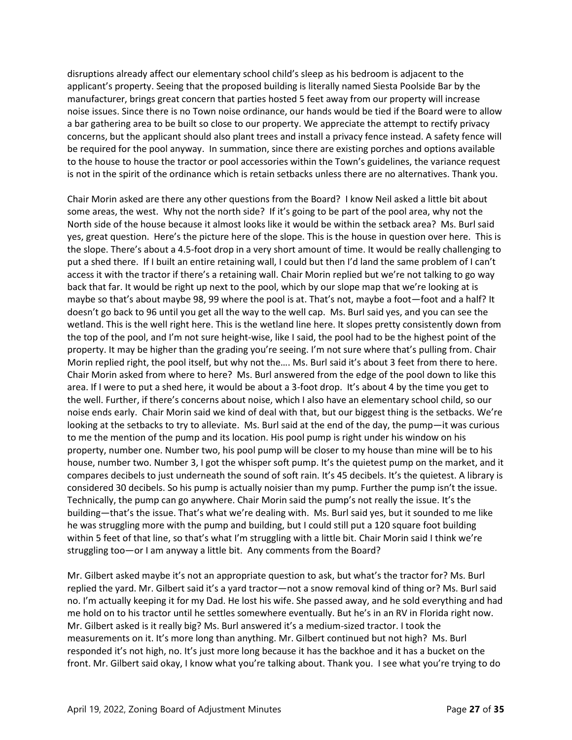disruptions already affect our elementary school child's sleep as his bedroom is adjacent to the applicant's property. Seeing that the proposed building is literally named Siesta Poolside Bar by the manufacturer, brings great concern that parties hosted 5 feet away from our property will increase noise issues. Since there is no Town noise ordinance, our hands would be tied if the Board were to allow a bar gathering area to be built so close to our property. We appreciate the attempt to rectify privacy concerns, but the applicant should also plant trees and install a privacy fence instead. A safety fence will be required for the pool anyway. In summation, since there are existing porches and options available to the house to house the tractor or pool accessories within the Town's guidelines, the variance request is not in the spirit of the ordinance which is retain setbacks unless there are no alternatives. Thank you.

Chair Morin asked are there any other questions from the Board? I know Neil asked a little bit about some areas, the west. Why not the north side? If it's going to be part of the pool area, why not the North side of the house because it almost looks like it would be within the setback area? Ms. Burl said yes, great question. Here's the picture here of the slope. This is the house in question over here. This is the slope. There's about a 4.5-foot drop in a very short amount of time. It would be really challenging to put a shed there. If I built an entire retaining wall, I could but then I'd land the same problem of I can't access it with the tractor if there's a retaining wall. Chair Morin replied but we're not talking to go way back that far. It would be right up next to the pool, which by our slope map that we're looking at is maybe so that's about maybe 98, 99 where the pool is at. That's not, maybe a foot—foot and a half? It doesn't go back to 96 until you get all the way to the well cap. Ms. Burl said yes, and you can see the wetland. This is the well right here. This is the wetland line here. It slopes pretty consistently down from the top of the pool, and I'm not sure height-wise, like I said, the pool had to be the highest point of the property. It may be higher than the grading you're seeing. I'm not sure where that's pulling from. Chair Morin replied right, the pool itself, but why not the…. Ms. Burl said it's about 3 feet from there to here. Chair Morin asked from where to here? Ms. Burl answered from the edge of the pool down to like this area. If I were to put a shed here, it would be about a 3-foot drop. It's about 4 by the time you get to the well. Further, if there's concerns about noise, which I also have an elementary school child, so our noise ends early. Chair Morin said we kind of deal with that, but our biggest thing is the setbacks. We're looking at the setbacks to try to alleviate. Ms. Burl said at the end of the day, the pump—it was curious to me the mention of the pump and its location. His pool pump is right under his window on his property, number one. Number two, his pool pump will be closer to my house than mine will be to his house, number two. Number 3, I got the whisper soft pump. It's the quietest pump on the market, and it compares decibels to just underneath the sound of soft rain. It's 45 decibels. It's the quietest. A library is considered 30 decibels. So his pump is actually noisier than my pump. Further the pump isn't the issue. Technically, the pump can go anywhere. Chair Morin said the pump's not really the issue. It's the building—that's the issue. That's what we're dealing with. Ms. Burl said yes, but it sounded to me like he was struggling more with the pump and building, but I could still put a 120 square foot building within 5 feet of that line, so that's what I'm struggling with a little bit. Chair Morin said I think we're struggling too—or I am anyway a little bit. Any comments from the Board?

Mr. Gilbert asked maybe it's not an appropriate question to ask, but what's the tractor for? Ms. Burl replied the yard. Mr. Gilbert said it's a yard tractor—not a snow removal kind of thing or? Ms. Burl said no. I'm actually keeping it for my Dad. He lost his wife. She passed away, and he sold everything and had me hold on to his tractor until he settles somewhere eventually. But he's in an RV in Florida right now. Mr. Gilbert asked is it really big? Ms. Burl answered it's a medium-sized tractor. I took the measurements on it. It's more long than anything. Mr. Gilbert continued but not high? Ms. Burl responded it's not high, no. It's just more long because it has the backhoe and it has a bucket on the front. Mr. Gilbert said okay, I know what you're talking about. Thank you. I see what you're trying to do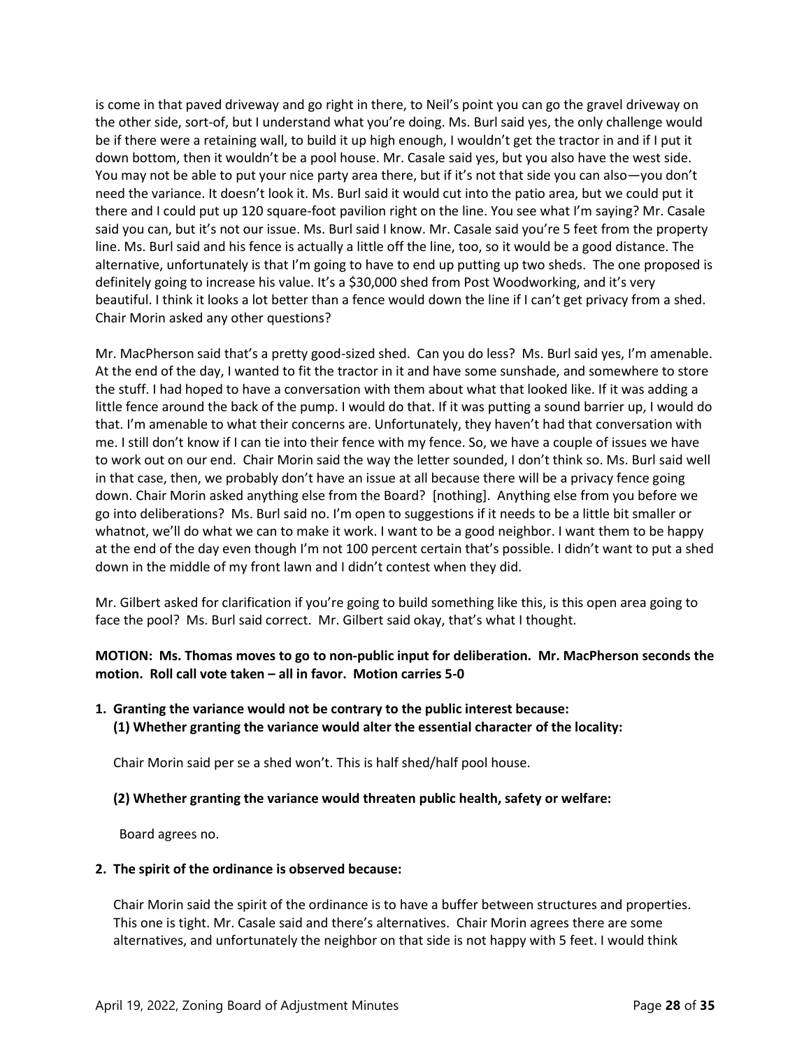is come in that paved driveway and go right in there, to Neil's point you can go the gravel driveway on the other side, sort-of, but I understand what you're doing. Ms. Burl said yes, the only challenge would be if there were a retaining wall, to build it up high enough, I wouldn't get the tractor in and if I put it down bottom, then it wouldn't be a pool house. Mr. Casale said yes, but you also have the west side. You may not be able to put your nice party area there, but if it's not that side you can also—you don't need the variance. It doesn't look it. Ms. Burl said it would cut into the patio area, but we could put it there and I could put up 120 square-foot pavilion right on the line. You see what I'm saying? Mr. Casale said you can, but it's not our issue. Ms. Burl said I know. Mr. Casale said you're 5 feet from the property line. Ms. Burl said and his fence is actually a little off the line, too, so it would be a good distance. The alternative, unfortunately is that I'm going to have to end up putting up two sheds. The one proposed is definitely going to increase his value. It's a $30,000 shed from Post Woodworking, and it's very beautiful. I think it looks a lot better than a fence would down the line if I can't get privacy from a shed. Chair Morin asked any other questions?

Mr. MacPherson said that's a pretty good-sized shed. Can you do less? Ms. Burl said yes, I'm amenable. At the end of the day, I wanted to fit the tractor in it and have some sunshade, and somewhere to store the stuff. I had hoped to have a conversation with them about what that looked like. If it was adding a little fence around the back of the pump. I would do that. If it was putting a sound barrier up, I would do that. I'm amenable to what their concerns are. Unfortunately, they haven't had that conversation with me. I still don't know if I can tie into their fence with my fence. So, we have a couple of issues we have to work out on our end. Chair Morin said the way the letter sounded, I don't think so. Ms. Burl said well in that case, then, we probably don't have an issue at all because there will be a privacy fence going down. Chair Morin asked anything else from the Board? [nothing]. Anything else from you before we go into deliberations? Ms. Burl said no. I'm open to suggestions if it needs to be a little bit smaller or whatnot, we'll do what we can to make it work. I want to be a good neighbor. I want them to be happy at the end of the day even though I'm not 100 percent certain that's possible. I didn't want to put a shed down in the middle of my front lawn and I didn't contest when they did.

Mr. Gilbert asked for clarification if you're going to build something like this, is this open area going to face the pool? Ms. Burl said correct. Mr. Gilbert said okay, that's what I thought.

**MOTION: Ms. Thomas moves to go to non-public input for deliberation. Mr. MacPherson seconds the motion. Roll call vote taken – all in favor. Motion carries 5-0**

1. **Granting the variance would not be contrary to the public interest because:**
   **(1) Whether granting the variance would alter the essential character of the locality:**

   Chair Morin said per se a shed won't. This is half shed/half pool house.

   **(2) Whether granting the variance would threaten public health, safety or welfare:**

   Board agrees no.

2. **The spirit of the ordinance is observed because:**

   Chair Morin said the spirit of the ordinance is to have a buffer between structures and properties. This one is tight. Mr. Casale said and there's alternatives. Chair Morin agrees there are some alternatives, and unfortunately the neighbor on that side is not happy with 5 feet. I would think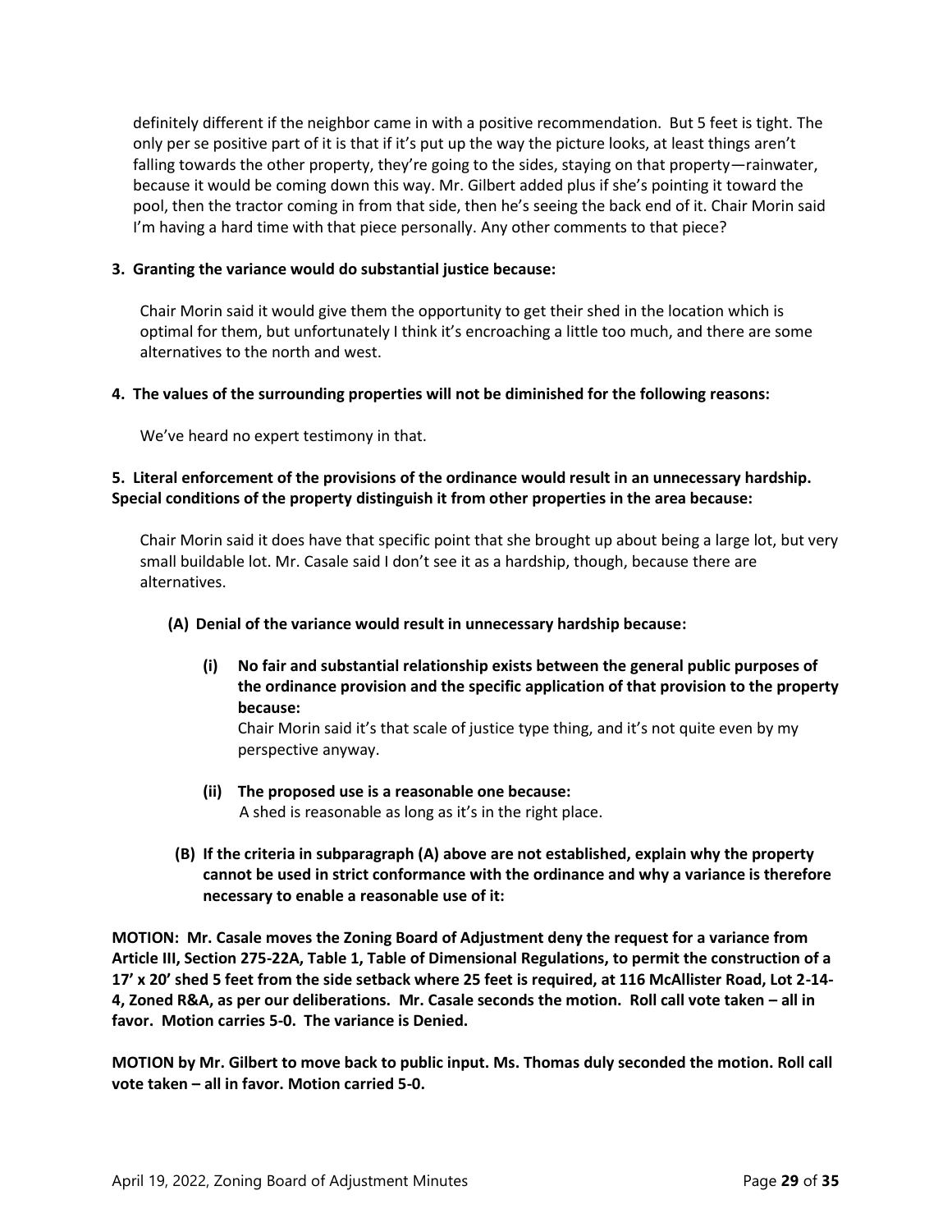definitely different if the neighbor came in with a positive recommendation. But 5 feet is tight. The only per se positive part of it is that if it's put up the way the picture looks, at least things aren't falling towards the other property, they're going to the sides, staying on that property—rainwater, because it would be coming down this way. Mr. Gilbert added plus if she's pointing it toward the pool, then the tractor coming in from that side, then he's seeing the back end of it. Chair Morin said I'm having a hard time with that piece personally. Any other comments to that piece?

**3. Granting the variance would do substantial justice because:**

Chair Morin said it would give them the opportunity to get their shed in the location which is optimal for them, but unfortunately I think it's encroaching a little too much, and there are some alternatives to the north and west.

**4. The values of the surrounding properties will not be diminished for the following reasons:**

We've heard no expert testimony in that.

**5. Literal enforcement of the provisions of the ordinance would result in an unnecessary hardship. Special conditions of the property distinguish it from other properties in the area because:**

Chair Morin said it does have that specific point that she brought up about being a large lot, but very small buildable lot. Mr. Casale said I don't see it as a hardship, though, because there are alternatives.

**(A) Denial of the variance would result in unnecessary hardship because:**

**(i) No fair and substantial relationship exists between the general public purposes of the ordinance provision and the specific application of that provision to the property because:**
Chair Morin said it's that scale of justice type thing, and it's not quite even by my perspective anyway.

**(ii) The proposed use is a reasonable one because:**
A shed is reasonable as long as it's in the right place.

**(B) If the criteria in subparagraph (A) above are not established, explain why the property cannot be used in strict conformance with the ordinance and why a variance is therefore necessary to enable a reasonable use of it:**

**MOTION: Mr. Casale moves the Zoning Board of Adjustment deny the request for a variance from Article III, Section 275-22A, Table 1, Table of Dimensional Regulations, to permit the construction of a 17' x 20' shed 5 feet from the side setback where 25 feet is required, at 116 McAllister Road, Lot 2-14-4, Zoned R&A, as per our deliberations. Mr. Casale seconds the motion. Roll call vote taken – all in favor. Motion carries 5-0. The variance is Denied.**

**MOTION by Mr. Gilbert to move back to public input. Ms. Thomas duly seconded the motion. Roll call vote taken – all in favor. Motion carried 5-0.**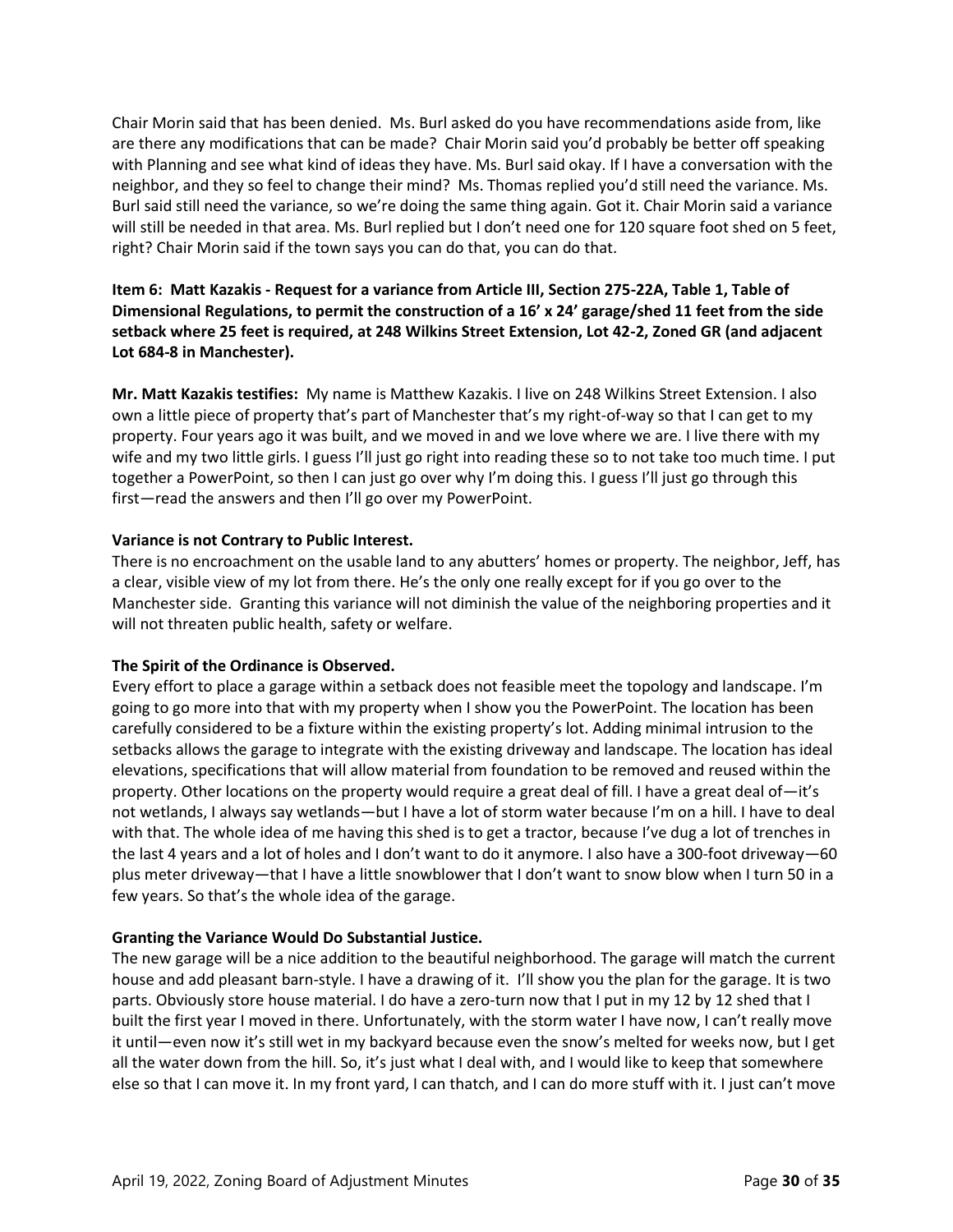Chair Morin said that has been denied. Ms. Burl asked do you have recommendations aside from, like are there any modifications that can be made? Chair Morin said you'd probably be better off speaking with Planning and see what kind of ideas they have. Ms. Burl said okay. If I have a conversation with the neighbor, and they so feel to change their mind? Ms. Thomas replied you'd still need the variance. Ms. Burl said still need the variance, so we're doing the same thing again. Got it. Chair Morin said a variance will still be needed in that area. Ms. Burl replied but I don't need one for 120 square foot shed on 5 feet, right? Chair Morin said if the town says you can do that, you can do that.

**Item 6: Matt Kazakis - Request for a variance from Article III, Section 275-22A, Table 1, Table of Dimensional Regulations, to permit the construction of a 16' x 24' garage/shed 11 feet from the side setback where 25 feet is required, at 248 Wilkins Street Extension, Lot 42-2, Zoned GR (and adjacent Lot 684-8 in Manchester).**

**Mr. Matt Kazakis testifies:** My name is Matthew Kazakis. I live on 248 Wilkins Street Extension. I also own a little piece of property that's part of Manchester that's my right-of-way so that I can get to my property. Four years ago it was built, and we moved in and we love where we are. I live there with my wife and my two little girls. I guess I'll just go right into reading these so to not take too much time. I put together a PowerPoint, so then I can just go over why I'm doing this. I guess I'll just go through this first—read the answers and then I'll go over my PowerPoint.

**Variance is not Contrary to Public Interest.**
There is no encroachment on the usable land to any abutters' homes or property. The neighbor, Jeff, has a clear, visible view of my lot from there. He's the only one really except for if you go over to the Manchester side. Granting this variance will not diminish the value of the neighboring properties and it will not threaten public health, safety or welfare.

**The Spirit of the Ordinance is Observed.**
Every effort to place a garage within a setback does not feasible meet the topology and landscape. I'm going to go more into that with my property when I show you the PowerPoint. The location has been carefully considered to be a fixture within the existing property's lot. Adding minimal intrusion to the setbacks allows the garage to integrate with the existing driveway and landscape. The location has ideal elevations, specifications that will allow material from foundation to be removed and reused within the property. Other locations on the property would require a great deal of fill. I have a great deal of—it's not wetlands, I always say wetlands—but I have a lot of storm water because I'm on a hill. I have to deal with that. The whole idea of me having this shed is to get a tractor, because I've dug a lot of trenches in the last 4 years and a lot of holes and I don't want to do it anymore. I also have a 300-foot driveway—60 plus meter driveway—that I have a little snowblower that I don't want to snow blow when I turn 50 in a few years. So that's the whole idea of the garage.

**Granting the Variance Would Do Substantial Justice.**
The new garage will be a nice addition to the beautiful neighborhood. The garage will match the current house and add pleasant barn-style. I have a drawing of it. I'll show you the plan for the garage. It is two parts. Obviously store house material. I do have a zero-turn now that I put in my 12 by 12 shed that I built the first year I moved in there. Unfortunately, with the storm water I have now, I can't really move it until—even now it's still wet in my backyard because even the snow's melted for weeks now, but I get all the water down from the hill. So, it's just what I deal with, and I would like to keep that somewhere else so that I can move it. In my front yard, I can thatch, and I can do more stuff with it. I just can't move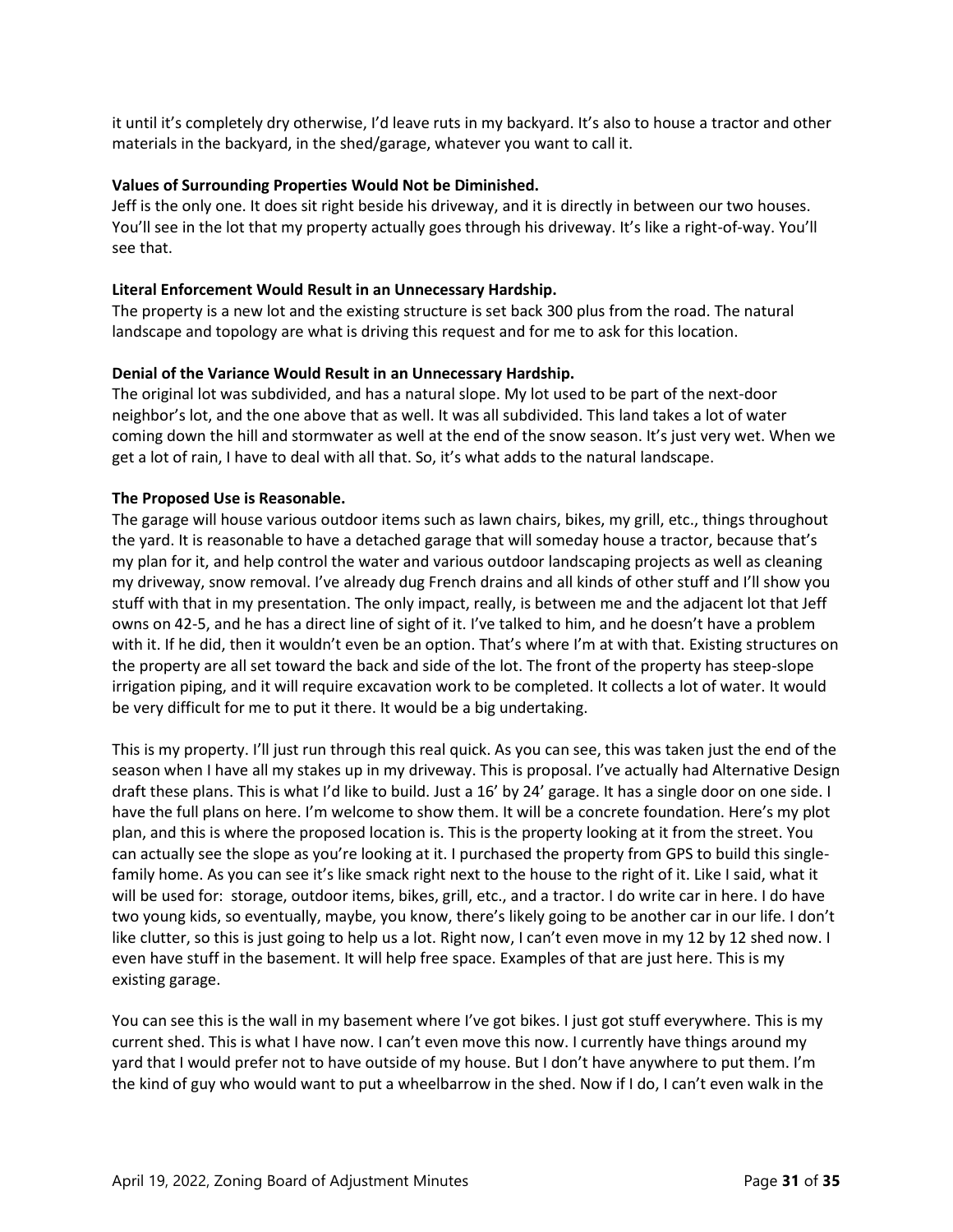it until it's completely dry otherwise, I'd leave ruts in my backyard. It's also to house a tractor and other materials in the backyard, in the shed/garage, whatever you want to call it.

**Values of Surrounding Properties Would Not be Diminished.**
Jeff is the only one. It does sit right beside his driveway, and it is directly in between our two houses. You'll see in the lot that my property actually goes through his driveway. It's like a right-of-way. You'll see that.

**Literal Enforcement Would Result in an Unnecessary Hardship.**
The property is a new lot and the existing structure is set back 300 plus from the road. The natural landscape and topology are what is driving this request and for me to ask for this location.

**Denial of the Variance Would Result in an Unnecessary Hardship.**
The original lot was subdivided, and has a natural slope. My lot used to be part of the next-door neighbor's lot, and the one above that as well. It was all subdivided. This land takes a lot of water coming down the hill and stormwater as well at the end of the snow season. It's just very wet. When we get a lot of rain, I have to deal with all that. So, it's what adds to the natural landscape.

**The Proposed Use is Reasonable.**
The garage will house various outdoor items such as lawn chairs, bikes, my grill, etc., things throughout the yard. It is reasonable to have a detached garage that will someday house a tractor, because that's my plan for it, and help control the water and various outdoor landscaping projects as well as cleaning my driveway, snow removal. I've already dug French drains and all kinds of other stuff and I'll show you stuff with that in my presentation. The only impact, really, is between me and the adjacent lot that Jeff owns on 42-5, and he has a direct line of sight of it. I've talked to him, and he doesn't have a problem with it. If he did, then it wouldn't even be an option. That's where I'm at with that. Existing structures on the property are all set toward the back and side of the lot. The front of the property has steep-slope irrigation piping, and it will require excavation work to be completed. It collects a lot of water. It would be very difficult for me to put it there. It would be a big undertaking.

This is my property. I'll just run through this real quick. As you can see, this was taken just the end of the season when I have all my stakes up in my driveway. This is proposal. I've actually had Alternative Design draft these plans. This is what I'd like to build. Just a 16' by 24' garage. It has a single door on one side. I have the full plans on here. I'm welcome to show them. It will be a concrete foundation. Here's my plot plan, and this is where the proposed location is. This is the property looking at it from the street. You can actually see the slope as you're looking at it. I purchased the property from GPS to build this single-family home. As you can see it's like smack right next to the house to the right of it. Like I said, what it will be used for: storage, outdoor items, bikes, grill, etc., and a tractor. I do write car in here. I do have two young kids, so eventually, maybe, you know, there's likely going to be another car in our life. I don't like clutter, so this is just going to help us a lot. Right now, I can't even move in my 12 by 12 shed now. I even have stuff in the basement. It will help free space. Examples of that are just here. This is my existing garage.

You can see this is the wall in my basement where I've got bikes. I just got stuff everywhere. This is my current shed. This is what I have now. I can't even move this now. I currently have things around my yard that I would prefer not to have outside of my house. But I don't have anywhere to put them. I'm the kind of guy who would want to put a wheelbarrow in the shed. Now if I do, I can't even walk in the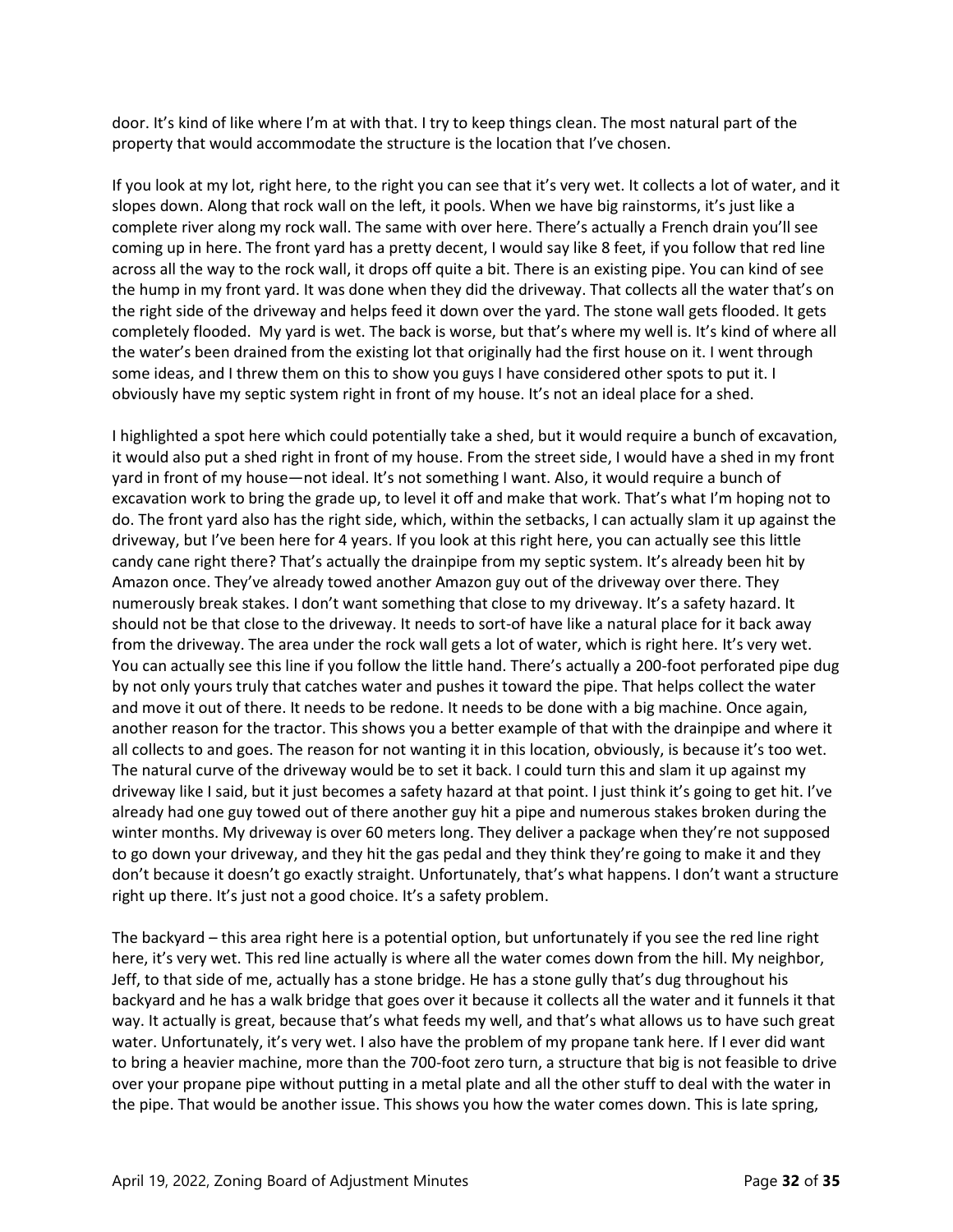door. It's kind of like where I'm at with that. I try to keep things clean. The most natural part of the property that would accommodate the structure is the location that I've chosen.

If you look at my lot, right here, to the right you can see that it's very wet. It collects a lot of water, and it slopes down. Along that rock wall on the left, it pools. When we have big rainstorms, it's just like a complete river along my rock wall. The same with over here. There's actually a French drain you'll see coming up in here. The front yard has a pretty decent, I would say like 8 feet, if you follow that red line across all the way to the rock wall, it drops off quite a bit. There is an existing pipe. You can kind of see the hump in my front yard. It was done when they did the driveway. That collects all the water that's on the right side of the driveway and helps feed it down over the yard. The stone wall gets flooded. It gets completely flooded. My yard is wet. The back is worse, but that's where my well is. It's kind of where all the water's been drained from the existing lot that originally had the first house on it. I went through some ideas, and I threw them on this to show you guys I have considered other spots to put it. I obviously have my septic system right in front of my house. It's not an ideal place for a shed.

I highlighted a spot here which could potentially take a shed, but it would require a bunch of excavation, it would also put a shed right in front of my house. From the street side, I would have a shed in my front yard in front of my house—not ideal. It's not something I want. Also, it would require a bunch of excavation work to bring the grade up, to level it off and make that work. That's what I'm hoping not to do. The front yard also has the right side, which, within the setbacks, I can actually slam it up against the driveway, but I've been here for 4 years. If you look at this right here, you can actually see this little candy cane right there? That's actually the drainpipe from my septic system. It's already been hit by Amazon once. They've already towed another Amazon guy out of the driveway over there. They numerously break stakes. I don't want something that close to my driveway. It's a safety hazard. It should not be that close to the driveway. It needs to sort-of have like a natural place for it back away from the driveway. The area under the rock wall gets a lot of water, which is right here. It's very wet. You can actually see this line if you follow the little hand. There's actually a 200-foot perforated pipe dug by not only yours truly that catches water and pushes it toward the pipe. That helps collect the water and move it out of there. It needs to be redone. It needs to be done with a big machine. Once again, another reason for the tractor. This shows you a better example of that with the drainpipe and where it all collects to and goes. The reason for not wanting it in this location, obviously, is because it's too wet. The natural curve of the driveway would be to set it back. I could turn this and slam it up against my driveway like I said, but it just becomes a safety hazard at that point. I just think it's going to get hit. I've already had one guy towed out of there another guy hit a pipe and numerous stakes broken during the winter months. My driveway is over 60 meters long. They deliver a package when they're not supposed to go down your driveway, and they hit the gas pedal and they think they're going to make it and they don't because it doesn't go exactly straight. Unfortunately, that's what happens. I don't want a structure right up there. It's just not a good choice. It's a safety problem.

The backyard – this area right here is a potential option, but unfortunately if you see the red line right here, it's very wet. This red line actually is where all the water comes down from the hill. My neighbor, Jeff, to that side of me, actually has a stone bridge. He has a stone gully that's dug throughout his backyard and he has a walk bridge that goes over it because it collects all the water and it funnels it that way. It actually is great, because that's what feeds my well, and that's what allows us to have such great water. Unfortunately, it's very wet. I also have the problem of my propane tank here. If I ever did want to bring a heavier machine, more than the 700-foot zero turn, a structure that big is not feasible to drive over your propane pipe without putting in a metal plate and all the other stuff to deal with the water in the pipe. That would be another issue. This shows you how the water comes down. This is late spring,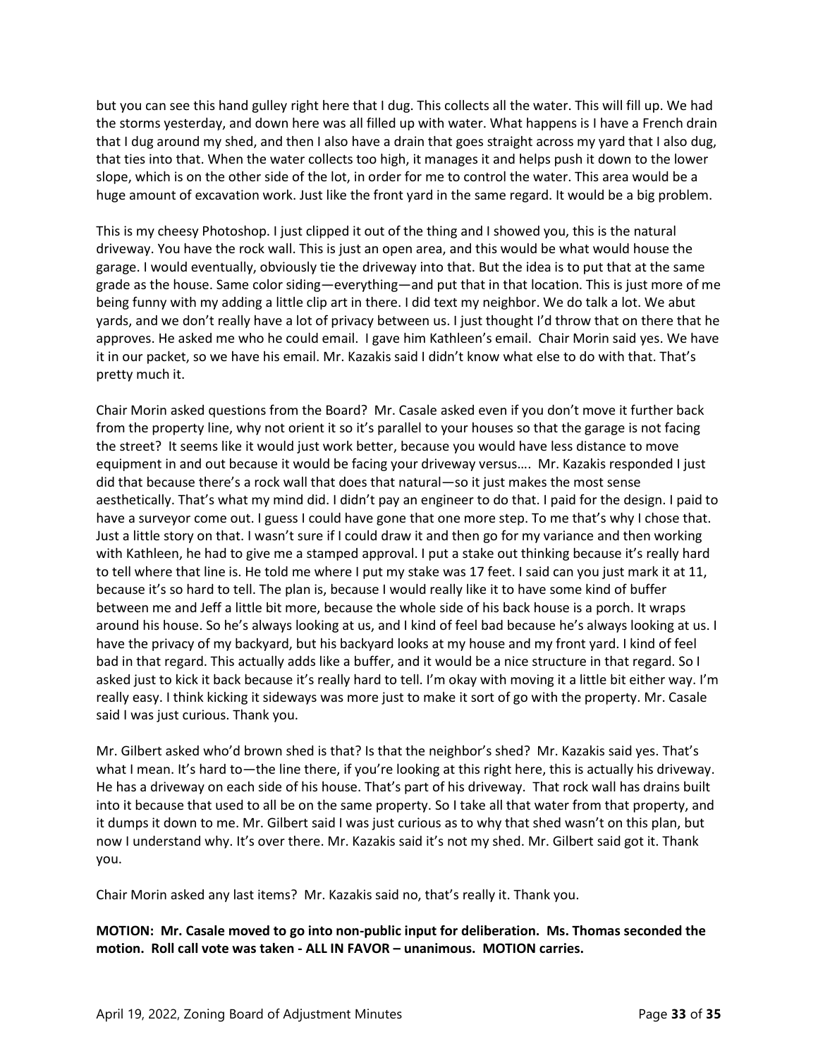but you can see this hand gulley right here that I dug. This collects all the water. This will fill up. We had the storms yesterday, and down here was all filled up with water. What happens is I have a French drain that I dug around my shed, and then I also have a drain that goes straight across my yard that I also dug, that ties into that. When the water collects too high, it manages it and helps push it down to the lower slope, which is on the other side of the lot, in order for me to control the water. This area would be a huge amount of excavation work. Just like the front yard in the same regard. It would be a big problem.

This is my cheesy Photoshop. I just clipped it out of the thing and I showed you, this is the natural driveway. You have the rock wall. This is just an open area, and this would be what would house the garage. I would eventually, obviously tie the driveway into that. But the idea is to put that at the same grade as the house. Same color siding—everything—and put that in that location. This is just more of me being funny with my adding a little clip art in there. I did text my neighbor. We do talk a lot. We abut yards, and we don't really have a lot of privacy between us. I just thought I'd throw that on there that he approves. He asked me who he could email. I gave him Kathleen's email. Chair Morin said yes. We have it in our packet, so we have his email. Mr. Kazakis said I didn't know what else to do with that. That's pretty much it.

Chair Morin asked questions from the Board? Mr. Casale asked even if you don't move it further back from the property line, why not orient it so it's parallel to your houses so that the garage is not facing the street? It seems like it would just work better, because you would have less distance to move equipment in and out because it would be facing your driveway versus…. Mr. Kazakis responded I just did that because there's a rock wall that does that natural—so it just makes the most sense aesthetically. That's what my mind did. I didn't pay an engineer to do that. I paid for the design. I paid to have a surveyor come out. I guess I could have gone that one more step. To me that's why I chose that. Just a little story on that. I wasn't sure if I could draw it and then go for my variance and then working with Kathleen, he had to give me a stamped approval. I put a stake out thinking because it's really hard to tell where that line is. He told me where I put my stake was 17 feet. I said can you just mark it at 11, because it's so hard to tell. The plan is, because I would really like it to have some kind of buffer between me and Jeff a little bit more, because the whole side of his back house is a porch. It wraps around his house. So he's always looking at us, and I kind of feel bad because he's always looking at us. I have the privacy of my backyard, but his backyard looks at my house and my front yard. I kind of feel bad in that regard. This actually adds like a buffer, and it would be a nice structure in that regard. So I asked just to kick it back because it's really hard to tell. I'm okay with moving it a little bit either way. I'm really easy. I think kicking it sideways was more just to make it sort of go with the property. Mr. Casale said I was just curious. Thank you.

Mr. Gilbert asked who'd brown shed is that? Is that the neighbor's shed? Mr. Kazakis said yes. That's what I mean. It's hard to—the line there, if you're looking at this right here, this is actually his driveway. He has a driveway on each side of his house. That's part of his driveway. That rock wall has drains built into it because that used to all be on the same property. So I take all that water from that property, and it dumps it down to me. Mr. Gilbert said I was just curious as to why that shed wasn't on this plan, but now I understand why. It's over there. Mr. Kazakis said it's not my shed. Mr. Gilbert said got it. Thank you.

Chair Morin asked any last items? Mr. Kazakis said no, that's really it. Thank you.

**MOTION: Mr. Casale moved to go into non-public input for deliberation. Ms. Thomas seconded the motion. Roll call vote was taken - ALL IN FAVOR – unanimous. MOTION carries.**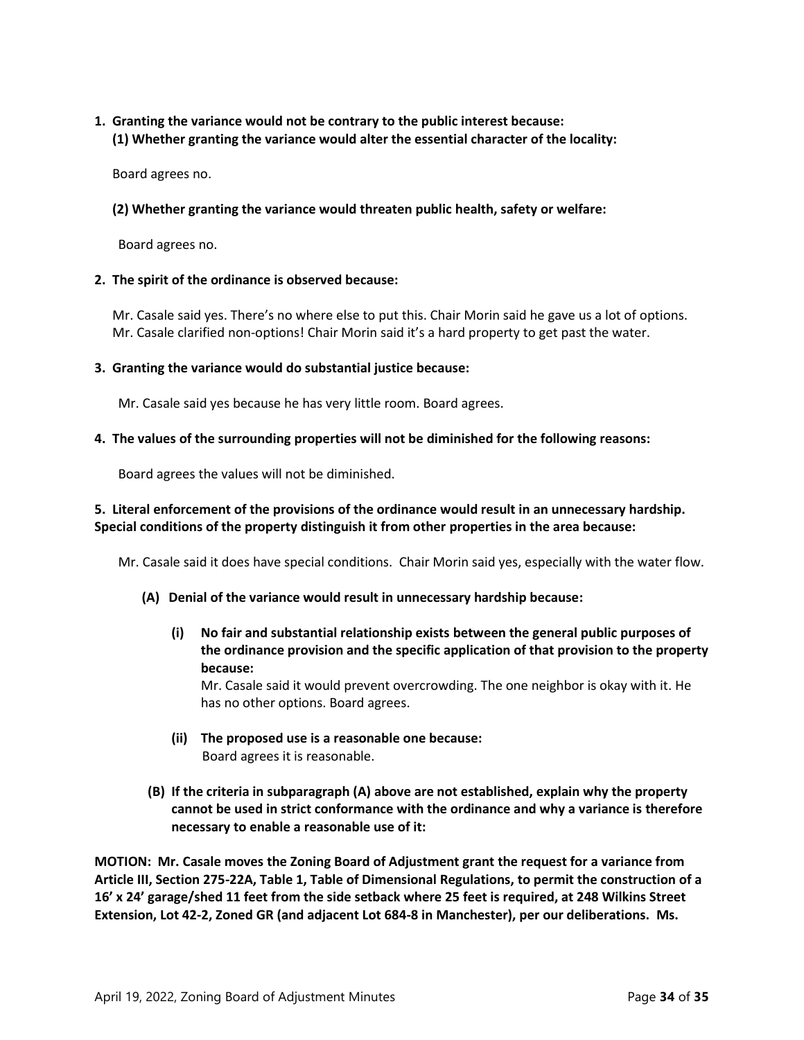**1. Granting the variance would not be contrary to the public interest because:**
**(1) Whether granting the variance would alter the essential character of the locality:**

Board agrees no.

**(2) Whether granting the variance would threaten public health, safety or welfare:**

Board agrees no.

**2. The spirit of the ordinance is observed because:**

Mr. Casale said yes. There's no where else to put this. Chair Morin said he gave us a lot of options. Mr. Casale clarified non-options! Chair Morin said it's a hard property to get past the water.

**3. Granting the variance would do substantial justice because:**

Mr. Casale said yes because he has very little room. Board agrees.

**4. The values of the surrounding properties will not be diminished for the following reasons:**

Board agrees the values will not be diminished.

**5. Literal enforcement of the provisions of the ordinance would result in an unnecessary hardship. Special conditions of the property distinguish it from other properties in the area because:**

Mr. Casale said it does have special conditions. Chair Morin said yes, especially with the water flow.

**(A) Denial of the variance would result in unnecessary hardship because:**

**(i) No fair and substantial relationship exists between the general public purposes of the ordinance provision and the specific application of that provision to the property because:**
Mr. Casale said it would prevent overcrowding. The one neighbor is okay with it. He has no other options. Board agrees.

**(ii) The proposed use is a reasonable one because:**
Board agrees it is reasonable.

**(B) If the criteria in subparagraph (A) above are not established, explain why the property cannot be used in strict conformance with the ordinance and why a variance is therefore necessary to enable a reasonable use of it:**

**MOTION: Mr. Casale moves the Zoning Board of Adjustment grant the request for a variance from Article III, Section 275-22A, Table 1, Table of Dimensional Regulations, to permit the construction of a 16' x 24' garage/shed 11 feet from the side setback where 25 feet is required, at 248 Wilkins Street Extension, Lot 42-2, Zoned GR (and adjacent Lot 684-8 in Manchester), per our deliberations. Ms.**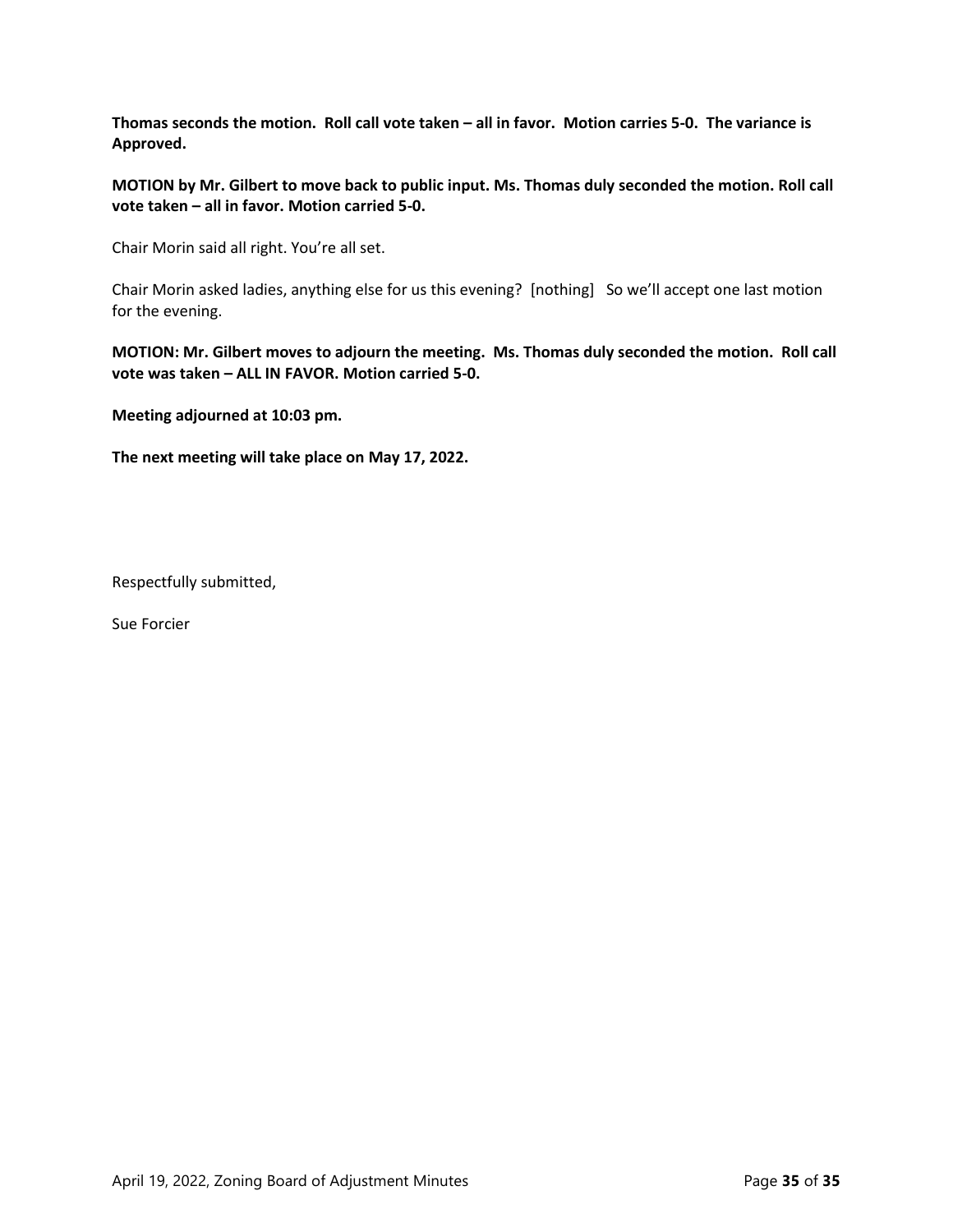**Thomas seconds the motion. Roll call vote taken – all in favor. Motion carries 5-0. The variance is Approved.**

**MOTION by Mr. Gilbert to move back to public input. Ms. Thomas duly seconded the motion. Roll call vote taken – all in favor. Motion carried 5-0.**

Chair Morin said all right. You're all set.

Chair Morin asked ladies, anything else for us this evening? [nothing] So we'll accept one last motion for the evening.

**MOTION: Mr. Gilbert moves to adjourn the meeting. Ms. Thomas duly seconded the motion. Roll call vote was taken – ALL IN FAVOR. Motion carried 5-0.**

**Meeting adjourned at 10:03 pm.**

**The next meeting will take place on May 17, 2022.**

Respectfully submitted,

Sue Forcier